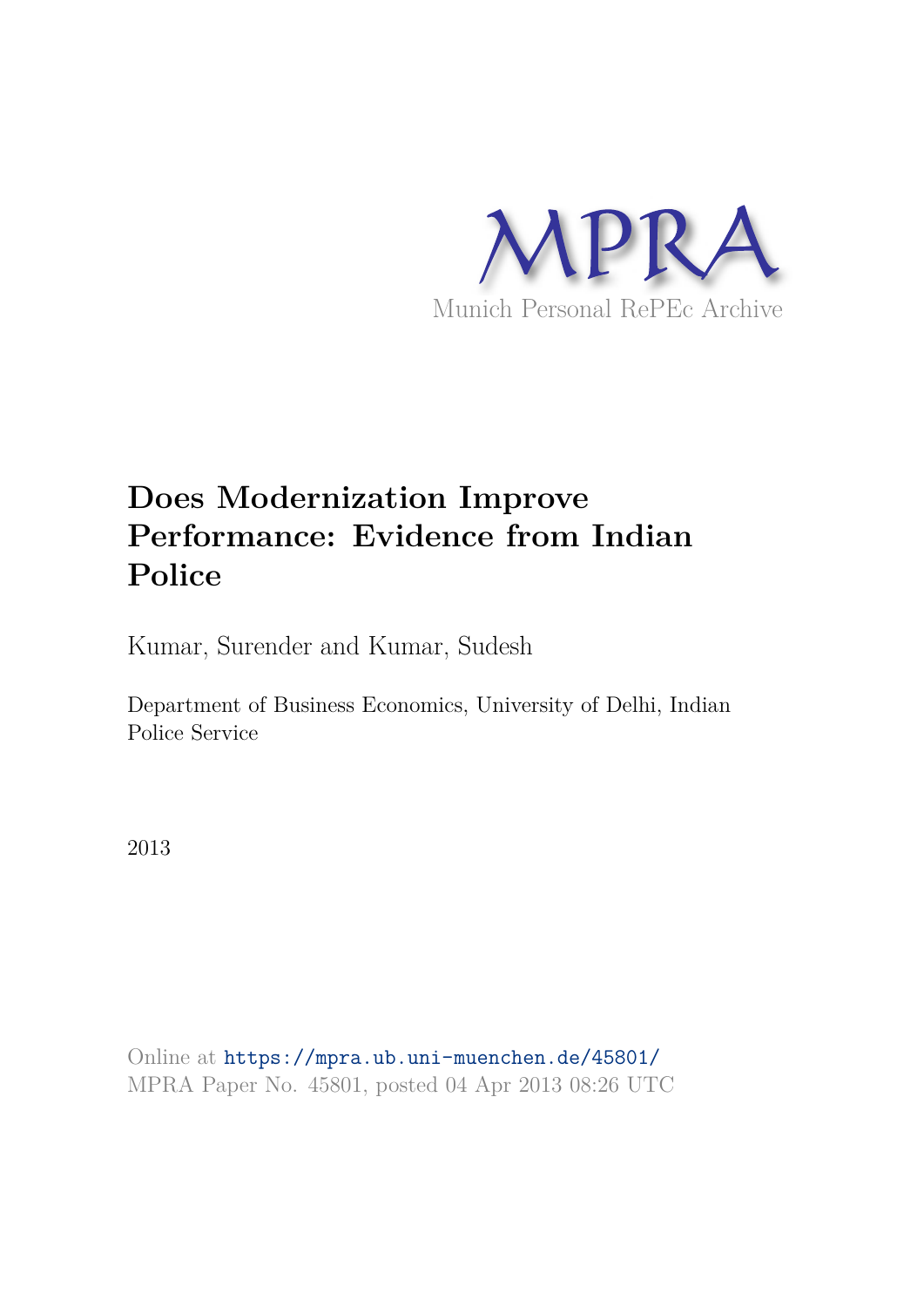MPRA

Munich Personal RePEc Archive

# Does Modernization Improve Performance: Evidence from Indian Police

Kumar, Surender and Kumar, Sudesh

Department of Business Economics, University of Delhi, Indian Police Service

2013

Online at https://mpra.ub.uni-muenchen.de/45801/
MPRA Paper No. 45801, posted 04 Apr 2013 08:26 UTC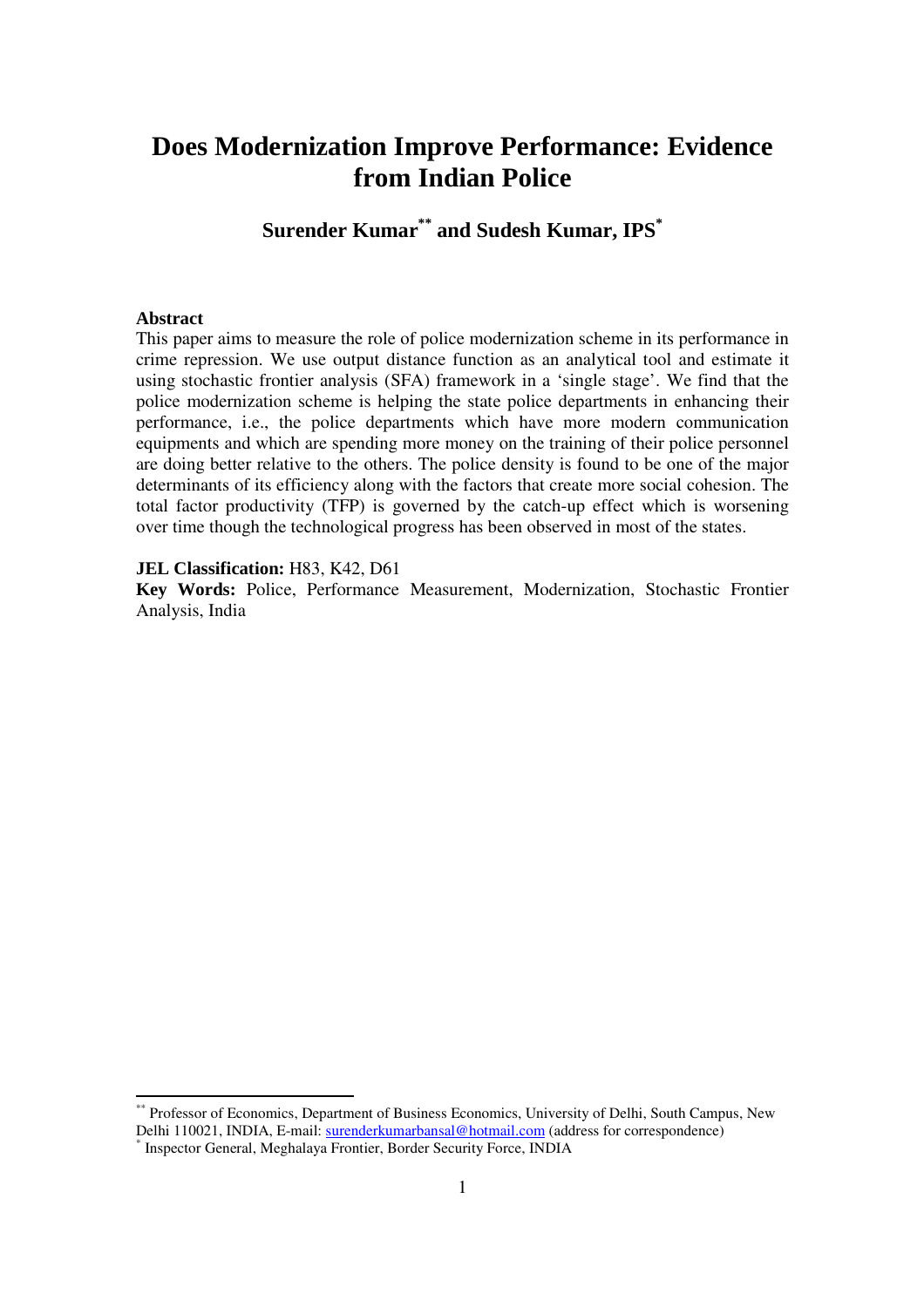# Does Modernization Improve Performance: Evidence from Indian Police

**Surender Kumar[\*\*] and Sudesh Kumar, IPS[\*]**

**Abstract**

This paper aims to measure the role of police modernization scheme in its performance in crime repression. We use output distance function as an analytical tool and estimate it using stochastic frontier analysis (SFA) framework in a 'single stage'. We find that the police modernization scheme is helping the state police departments in enhancing their performance, i.e., the police departments which have more modern communication equipments and which are spending more money on the training of their police personnel are doing better relative to the others. The police density is found to be one of the major determinants of its efficiency along with the factors that create more social cohesion. The total factor productivity (TFP) is governed by the catch-up effect which is worsening over time though the technological progress has been observed in most of the states.

**JEL Classification:** H83, K42, D61

**Key Words:** Police, Performance Measurement, Modernization, Stochastic Frontier Analysis, India

---

[\*\*] Professor of Economics, Department of Business Economics, University of Delhi, South Campus, New Delhi 110021, INDIA, E-mail: surenderkumarbansal@hotmail.com (address for correspondence)

[\*] Inspector General, Meghalaya Frontier, Border Security Force, INDIA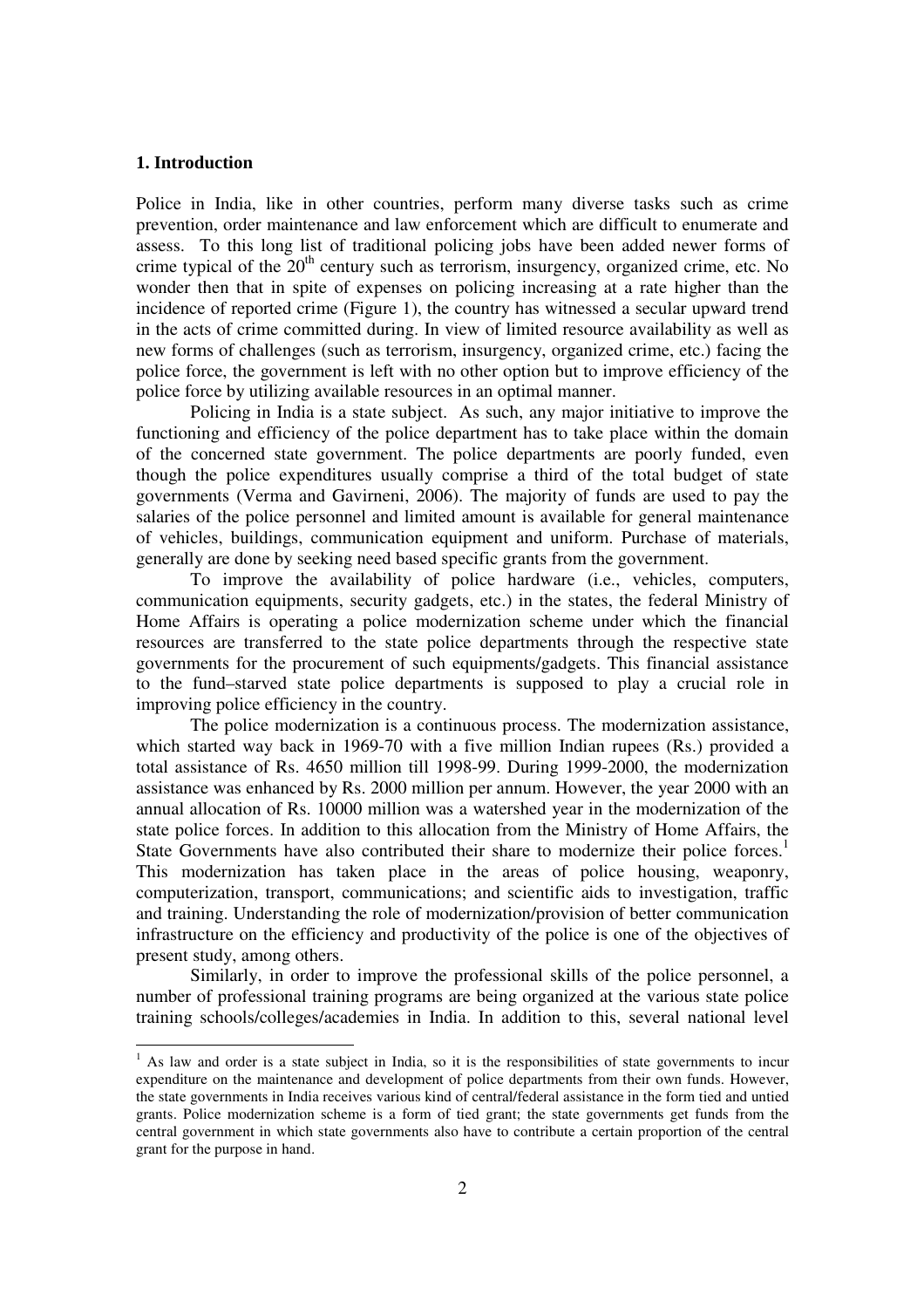## 1. Introduction

Police in India, like in other countries, perform many diverse tasks such as crime prevention, order maintenance and law enforcement which are difficult to enumerate and assess. To this long list of traditional policing jobs have been added newer forms of crime typical of the 20th century such as terrorism, insurgency, organized crime, etc. No wonder then that in spite of expenses on policing increasing at a rate higher than the incidence of reported crime (Figure 1), the country has witnessed a secular upward trend in the acts of crime committed during. In view of limited resource availability as well as new forms of challenges (such as terrorism, insurgency, organized crime, etc.) facing the police force, the government is left with no other option but to improve efficiency of the police force by utilizing available resources in an optimal manner.

Policing in India is a state subject. As such, any major initiative to improve the functioning and efficiency of the police department has to take place within the domain of the concerned state government. The police departments are poorly funded, even though the police expenditures usually comprise a third of the total budget of state governments (Verma and Gavirneni, 2006). The majority of funds are used to pay the salaries of the police personnel and limited amount is available for general maintenance of vehicles, buildings, communication equipment and uniform. Purchase of materials, generally are done by seeking need based specific grants from the government.

To improve the availability of police hardware (i.e., vehicles, computers, communication equipments, security gadgets, etc.) in the states, the federal Ministry of Home Affairs is operating a police modernization scheme under which the financial resources are transferred to the state police departments through the respective state governments for the procurement of such equipments/gadgets. This financial assistance to the fund–starved state police departments is supposed to play a crucial role in improving police efficiency in the country.

The police modernization is a continuous process. The modernization assistance, which started way back in 1969-70 with a five million Indian rupees (Rs.) provided a total assistance of Rs. 4650 million till 1998-99. During 1999-2000, the modernization assistance was enhanced by Rs. 2000 million per annum. However, the year 2000 with an annual allocation of Rs. 10000 million was a watershed year in the modernization of the state police forces. In addition to this allocation from the Ministry of Home Affairs, the State Governments have also contributed their share to modernize their police forces.[1] This modernization has taken place in the areas of police housing, weaponry, computerization, transport, communications; and scientific aids to investigation, traffic and training. Understanding the role of modernization/provision of better communication infrastructure on the efficiency and productivity of the police is one of the objectives of present study, among others.

Similarly, in order to improve the professional skills of the police personnel, a number of professional training programs are being organized at the various state police training schools/colleges/academies in India. In addition to this, several national level

---

[1] As law and order is a state subject in India, so it is the responsibilities of state governments to incur expenditure on the maintenance and development of police departments from their own funds. However, the state governments in India receives various kind of central/federal assistance in the form tied and untied grants. Police modernization scheme is a form of tied grant; the state governments get funds from the central government in which state governments also have to contribute a certain proportion of the central grant for the purpose in hand.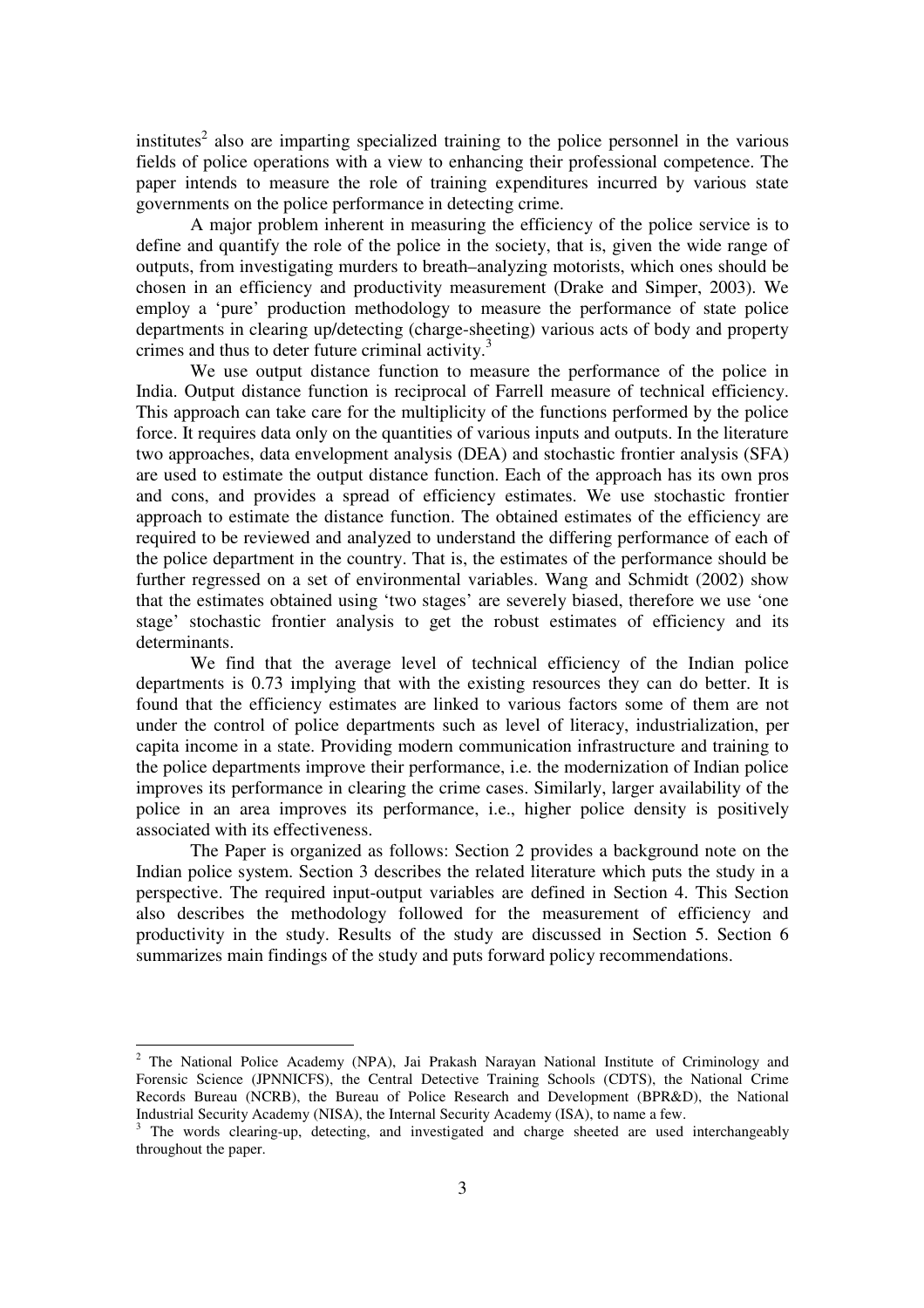institutes[2] also are imparting specialized training to the police personnel in the various fields of police operations with a view to enhancing their professional competence. The paper intends to measure the role of training expenditures incurred by various state governments on the police performance in detecting crime.

A major problem inherent in measuring the efficiency of the police service is to define and quantify the role of the police in the society, that is, given the wide range of outputs, from investigating murders to breath–analyzing motorists, which ones should be chosen in an efficiency and productivity measurement (Drake and Simper, 2003). We employ a 'pure' production methodology to measure the performance of state police departments in clearing up/detecting (charge-sheeting) various acts of body and property crimes and thus to deter future criminal activity.[3]

We use output distance function to measure the performance of the police in India. Output distance function is reciprocal of Farrell measure of technical efficiency. This approach can take care for the multiplicity of the functions performed by the police force. It requires data only on the quantities of various inputs and outputs. In the literature two approaches, data envelopment analysis (DEA) and stochastic frontier analysis (SFA) are used to estimate the output distance function. Each of the approach has its own pros and cons, and provides a spread of efficiency estimates. We use stochastic frontier approach to estimate the distance function. The obtained estimates of the efficiency are required to be reviewed and analyzed to understand the differing performance of each of the police department in the country. That is, the estimates of the performance should be further regressed on a set of environmental variables. Wang and Schmidt (2002) show that the estimates obtained using 'two stages' are severely biased, therefore we use 'one stage' stochastic frontier analysis to get the robust estimates of efficiency and its determinants.

We find that the average level of technical efficiency of the Indian police departments is 0.73 implying that with the existing resources they can do better. It is found that the efficiency estimates are linked to various factors some of them are not under the control of police departments such as level of literacy, industrialization, per capita income in a state. Providing modern communication infrastructure and training to the police departments improve their performance, i.e. the modernization of Indian police improves its performance in clearing the crime cases. Similarly, larger availability of the police in an area improves its performance, i.e., higher police density is positively associated with its effectiveness.

The Paper is organized as follows: Section 2 provides a background note on the Indian police system. Section 3 describes the related literature which puts the study in a perspective. The required input-output variables are defined in Section 4. This Section also describes the methodology followed for the measurement of efficiency and productivity in the study. Results of the study are discussed in Section 5. Section 6 summarizes main findings of the study and puts forward policy recommendations.

---

[2] The National Police Academy (NPA), Jai Prakash Narayan National Institute of Criminology and Forensic Science (JPNNICFS), the Central Detective Training Schools (CDTS), the National Crime Records Bureau (NCRB), the Bureau of Police Research and Development (BPR&D), the National Industrial Security Academy (NISA), the Internal Security Academy (ISA), to name a few.

[3] The words clearing-up, detecting, and investigated and charge sheeted are used interchangeably throughout the paper.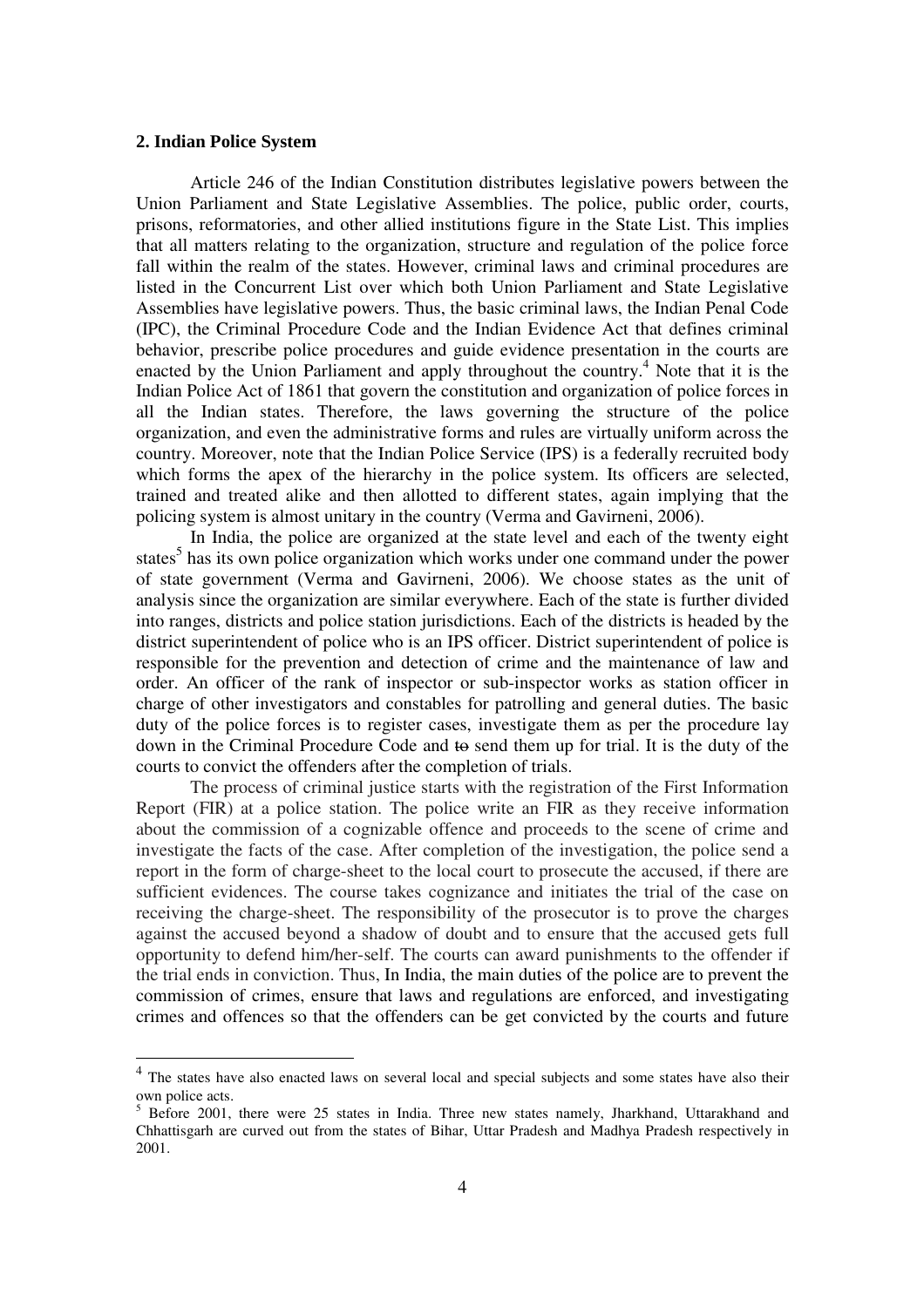## 2. Indian Police System

Article 246 of the Indian Constitution distributes legislative powers between the Union Parliament and State Legislative Assemblies. The police, public order, courts, prisons, reformatories, and other allied institutions figure in the State List. This implies that all matters relating to the organization, structure and regulation of the police force fall within the realm of the states. However, criminal laws and criminal procedures are listed in the Concurrent List over which both Union Parliament and State Legislative Assemblies have legislative powers. Thus, the basic criminal laws, the Indian Penal Code (IPC), the Criminal Procedure Code and the Indian Evidence Act that defines criminal behavior, prescribe police procedures and guide evidence presentation in the courts are enacted by the Union Parliament and apply throughout the country.[4] Note that it is the Indian Police Act of 1861 that govern the constitution and organization of police forces in all the Indian states. Therefore, the laws governing the structure of the police organization, and even the administrative forms and rules are virtually uniform across the country. Moreover, note that the Indian Police Service (IPS) is a federally recruited body which forms the apex of the hierarchy in the police system. Its officers are selected, trained and treated alike and then allotted to different states, again implying that the policing system is almost unitary in the country (Verma and Gavirneni, 2006).

In India, the police are organized at the state level and each of the twenty eight states[5] has its own police organization which works under one command under the power of state government (Verma and Gavirneni, 2006). We choose states as the unit of analysis since the organization are similar everywhere. Each of the state is further divided into ranges, districts and police station jurisdictions. Each of the districts is headed by the district superintendent of police who is an IPS officer. District superintendent of police is responsible for the prevention and detection of crime and the maintenance of law and order. An officer of the rank of inspector or sub-inspector works as station officer in charge of other investigators and constables for patrolling and general duties. The basic duty of the police forces is to register cases, investigate them as per the procedure lay down in the Criminal Procedure Code and ~~to~~ send them up for trial. It is the duty of the courts to convict the offenders after the completion of trials.

The process of criminal justice starts with the registration of the First Information Report (FIR) at a police station. The police write an FIR as they receive information about the commission of a cognizable offence and proceeds to the scene of crime and investigate the facts of the case. After completion of the investigation, the police send a report in the form of charge-sheet to the local court to prosecute the accused, if there are sufficient evidences. The course takes cognizance and initiates the trial of the case on receiving the charge-sheet. The responsibility of the prosecutor is to prove the charges against the accused beyond a shadow of doubt and to ensure that the accused gets full opportunity to defend him/her-self. The courts can award punishments to the offender if the trial ends in conviction. Thus, In India, the main duties of the police are to prevent the commission of crimes, ensure that laws and regulations are enforced, and investigating crimes and offences so that the offenders can be get convicted by the courts and future

---

[4] The states have also enacted laws on several local and special subjects and some states have also their own police acts.

[5] Before 2001, there were 25 states in India. Three new states namely, Jharkhand, Uttarakhand and Chhattisgarh are curved out from the states of Bihar, Uttar Pradesh and Madhya Pradesh respectively in 2001.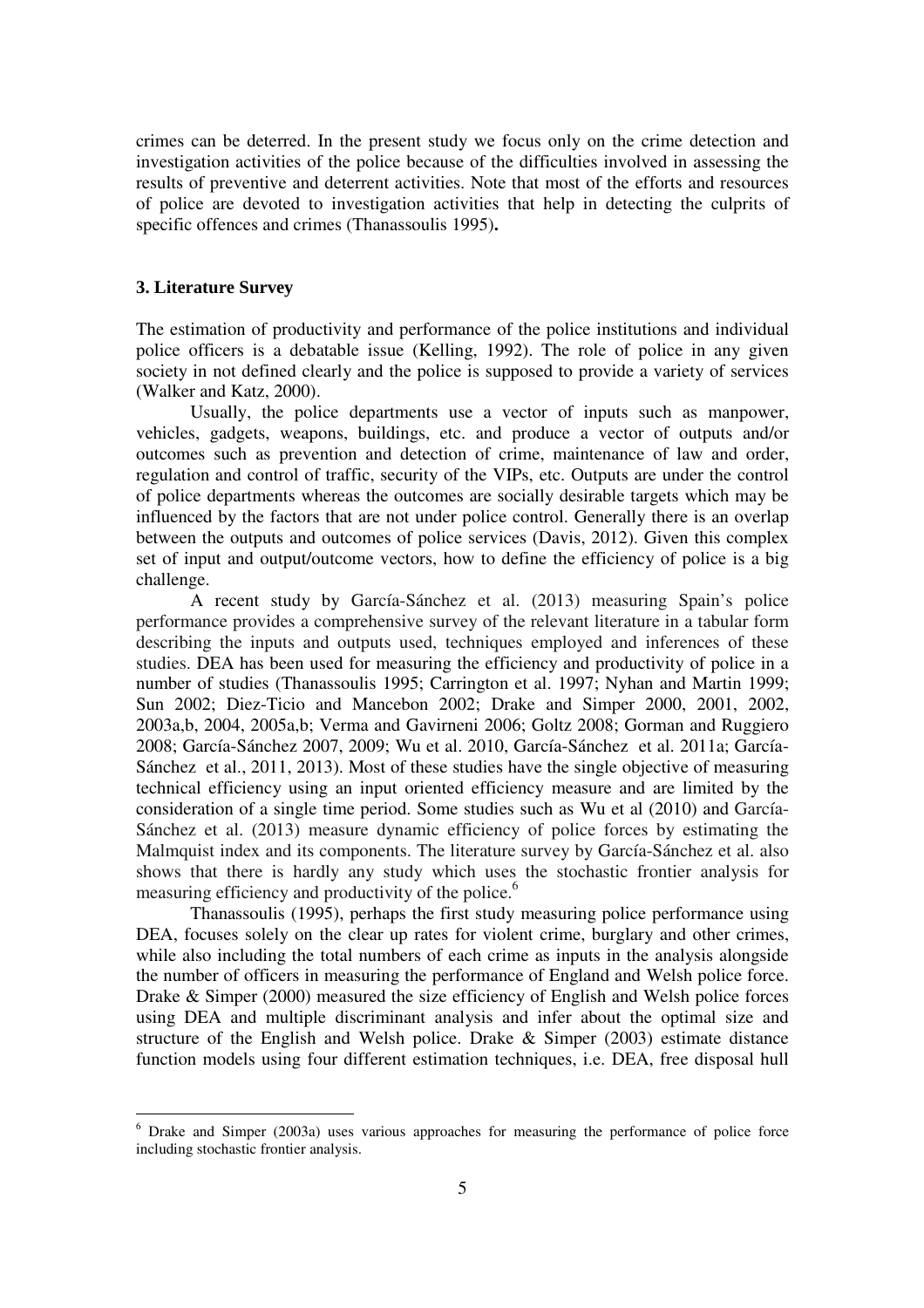crimes can be deterred. In the present study we focus only on the crime detection and investigation activities of the police because of the difficulties involved in assessing the results of preventive and deterrent activities. Note that most of the efforts and resources of police are devoted to investigation activities that help in detecting the culprits of specific offences and crimes (Thanassoulis 1995)**.**

### 3. Literature Survey

The estimation of productivity and performance of the police institutions and individual police officers is a debatable issue (Kelling, 1992). The role of police in any given society in not defined clearly and the police is supposed to provide a variety of services (Walker and Katz, 2000).

Usually, the police departments use a vector of inputs such as manpower, vehicles, gadgets, weapons, buildings, etc. and produce a vector of outputs and/or outcomes such as prevention and detection of crime, maintenance of law and order, regulation and control of traffic, security of the VIPs, etc. Outputs are under the control of police departments whereas the outcomes are socially desirable targets which may be influenced by the factors that are not under police control. Generally there is an overlap between the outputs and outcomes of police services (Davis, 2012). Given this complex set of input and output/outcome vectors, how to define the efficiency of police is a big challenge.

A recent study by García-Sánchez et al. (2013) measuring Spain's police performance provides a comprehensive survey of the relevant literature in a tabular form describing the inputs and outputs used, techniques employed and inferences of these studies. DEA has been used for measuring the efficiency and productivity of police in a number of studies (Thanassoulis 1995; Carrington et al. 1997; Nyhan and Martin 1999; Sun 2002; Diez-Ticio and Mancebon 2002; Drake and Simper 2000, 2001, 2002, 2003a,b, 2004, 2005a,b; Verma and Gavirneni 2006; Goltz 2008; Gorman and Ruggiero 2008; García-Sánchez 2007, 2009; Wu et al. 2010, García-Sánchez et al. 2011a; García-Sánchez et al., 2011, 2013). Most of these studies have the single objective of measuring technical efficiency using an input oriented efficiency measure and are limited by the consideration of a single time period. Some studies such as Wu et al (2010) and García-Sánchez et al. (2013) measure dynamic efficiency of police forces by estimating the Malmquist index and its components. The literature survey by García-Sánchez et al. also shows that there is hardly any study which uses the stochastic frontier analysis for measuring efficiency and productivity of the police.[6]

Thanassoulis (1995), perhaps the first study measuring police performance using DEA, focuses solely on the clear up rates for violent crime, burglary and other crimes, while also including the total numbers of each crime as inputs in the analysis alongside the number of officers in measuring the performance of England and Welsh police force. Drake & Simper (2000) measured the size efficiency of English and Welsh police forces using DEA and multiple discriminant analysis and infer about the optimal size and structure of the English and Welsh police. Drake & Simper (2003) estimate distance function models using four different estimation techniques, i.e. DEA, free disposal hull

---

[6] Drake and Simper (2003a) uses various approaches for measuring the performance of police force including stochastic frontier analysis.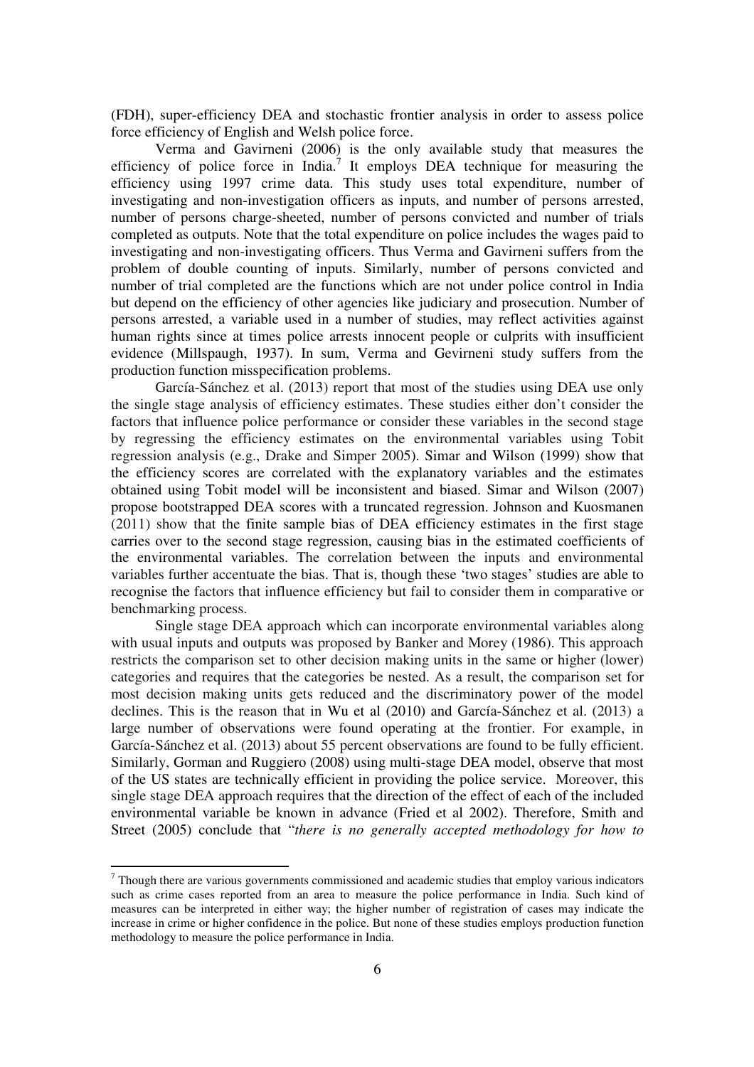(FDH), super-efficiency DEA and stochastic frontier analysis in order to assess police force efficiency of English and Welsh police force.

Verma and Gavirneni (2006) is the only available study that measures the efficiency of police force in India.[7] It employs DEA technique for measuring the efficiency using 1997 crime data. This study uses total expenditure, number of investigating and non-investigation officers as inputs, and number of persons arrested, number of persons charge-sheeted, number of persons convicted and number of trials completed as outputs. Note that the total expenditure on police includes the wages paid to investigating and non-investigating officers. Thus Verma and Gavirneni suffers from the problem of double counting of inputs. Similarly, number of persons convicted and number of trial completed are the functions which are not under police control in India but depend on the efficiency of other agencies like judiciary and prosecution. Number of persons arrested, a variable used in a number of studies, may reflect activities against human rights since at times police arrests innocent people or culprits with insufficient evidence (Millspaugh, 1937). In sum, Verma and Gevirneni study suffers from the production function misspecification problems.

García-Sánchez et al. (2013) report that most of the studies using DEA use only the single stage analysis of efficiency estimates. These studies either don't consider the factors that influence police performance or consider these variables in the second stage by regressing the efficiency estimates on the environmental variables using Tobit regression analysis (e.g., Drake and Simper 2005). Simar and Wilson (1999) show that the efficiency scores are correlated with the explanatory variables and the estimates obtained using Tobit model will be inconsistent and biased. Simar and Wilson (2007) propose bootstrapped DEA scores with a truncated regression. Johnson and Kuosmanen (2011) show that the finite sample bias of DEA efficiency estimates in the first stage carries over to the second stage regression, causing bias in the estimated coefficients of the environmental variables. The correlation between the inputs and environmental variables further accentuate the bias. That is, though these 'two stages' studies are able to recognise the factors that influence efficiency but fail to consider them in comparative or benchmarking process.

Single stage DEA approach which can incorporate environmental variables along with usual inputs and outputs was proposed by Banker and Morey (1986). This approach restricts the comparison set to other decision making units in the same or higher (lower) categories and requires that the categories be nested. As a result, the comparison set for most decision making units gets reduced and the discriminatory power of the model declines. This is the reason that in Wu et al (2010) and García-Sánchez et al. (2013) a large number of observations were found operating at the frontier. For example, in García-Sánchez et al. (2013) about 55 percent observations are found to be fully efficient. Similarly, Gorman and Ruggiero (2008) using multi-stage DEA model, observe that most of the US states are technically efficient in providing the police service. Moreover, this single stage DEA approach requires that the direction of the effect of each of the included environmental variable be known in advance (Fried et al 2002). Therefore, Smith and Street (2005) conclude that "*there is no generally accepted methodology for how to*

---

[7] Though there are various governments commissioned and academic studies that employ various indicators such as crime cases reported from an area to measure the police performance in India. Such kind of measures can be interpreted in either way; the higher number of registration of cases may indicate the increase in crime or higher confidence in the police. But none of these studies employs production function methodology to measure the police performance in India.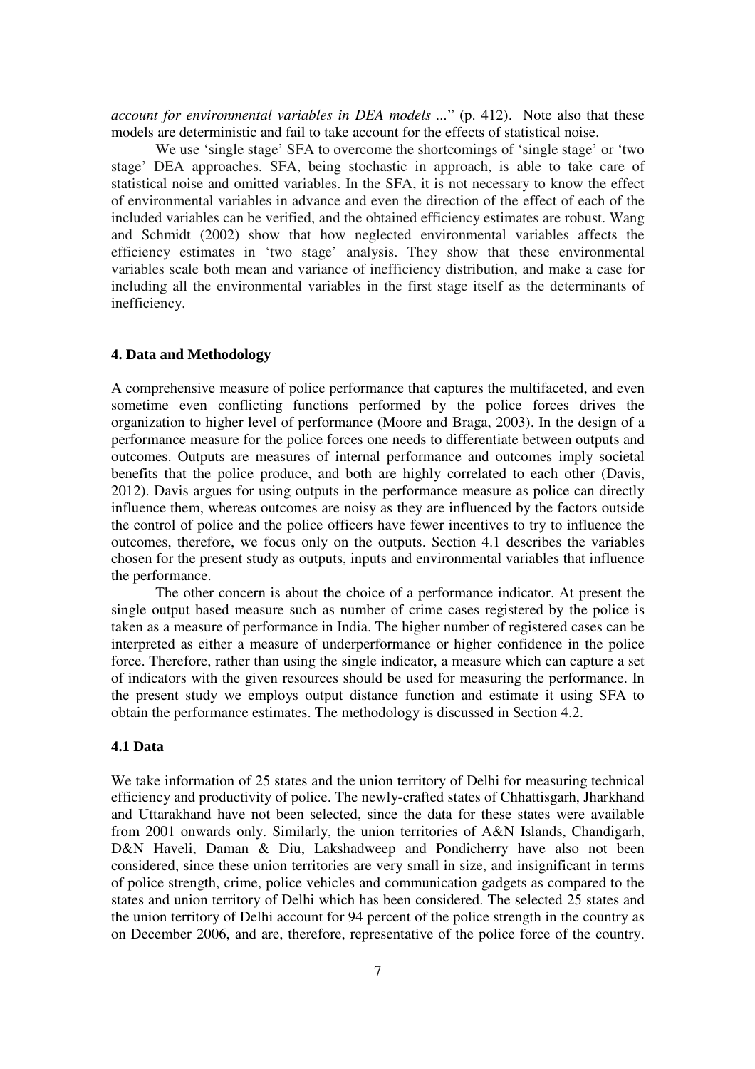*account for environmental variables in DEA models ...*" (p. 412). Note also that these models are deterministic and fail to take account for the effects of statistical noise.

We use 'single stage' SFA to overcome the shortcomings of 'single stage' or 'two stage' DEA approaches. SFA, being stochastic in approach, is able to take care of statistical noise and omitted variables. In the SFA, it is not necessary to know the effect of environmental variables in advance and even the direction of the effect of each of the included variables can be verified, and the obtained efficiency estimates are robust. Wang and Schmidt (2002) show that how neglected environmental variables affects the efficiency estimates in 'two stage' analysis. They show that these environmental variables scale both mean and variance of inefficiency distribution, and make a case for including all the environmental variables in the first stage itself as the determinants of inefficiency.

## 4. Data and Methodology

A comprehensive measure of police performance that captures the multifaceted, and even sometime even conflicting functions performed by the police forces drives the organization to higher level of performance (Moore and Braga, 2003). In the design of a performance measure for the police forces one needs to differentiate between outputs and outcomes. Outputs are measures of internal performance and outcomes imply societal benefits that the police produce, and both are highly correlated to each other (Davis, 2012). Davis argues for using outputs in the performance measure as police can directly influence them, whereas outcomes are noisy as they are influenced by the factors outside the control of police and the police officers have fewer incentives to try to influence the outcomes, therefore, we focus only on the outputs. Section 4.1 describes the variables chosen for the present study as outputs, inputs and environmental variables that influence the performance.

The other concern is about the choice of a performance indicator. At present the single output based measure such as number of crime cases registered by the police is taken as a measure of performance in India. The higher number of registered cases can be interpreted as either a measure of underperformance or higher confidence in the police force. Therefore, rather than using the single indicator, a measure which can capture a set of indicators with the given resources should be used for measuring the performance. In the present study we employs output distance function and estimate it using SFA to obtain the performance estimates. The methodology is discussed in Section 4.2.

### 4.1 Data

We take information of 25 states and the union territory of Delhi for measuring technical efficiency and productivity of police. The newly-crafted states of Chhattisgarh, Jharkhand and Uttarakhand have not been selected, since the data for these states were available from 2001 onwards only. Similarly, the union territories of A&N Islands, Chandigarh, D&N Haveli, Daman & Diu, Lakshadweep and Pondicherry have also not been considered, since these union territories are very small in size, and insignificant in terms of police strength, crime, police vehicles and communication gadgets as compared to the states and union territory of Delhi which has been considered. The selected 25 states and the union territory of Delhi account for 94 percent of the police strength in the country as on December 2006, and are, therefore, representative of the police force of the country.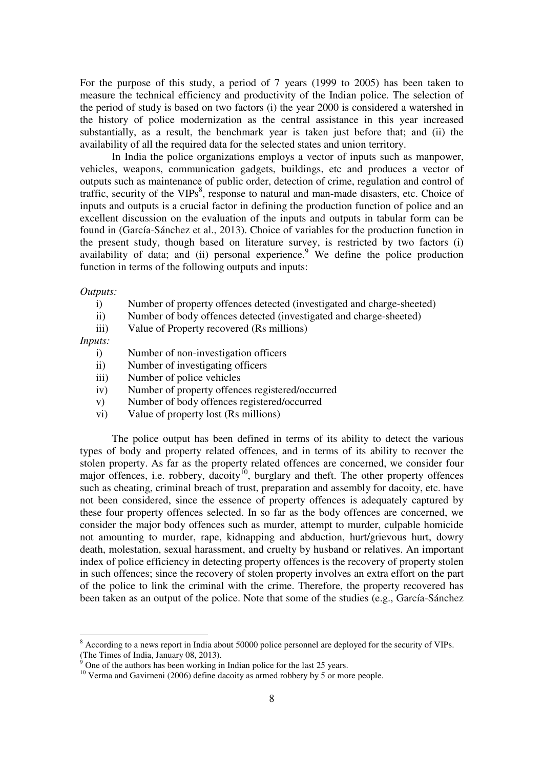For the purpose of this study, a period of 7 years (1999 to 2005) has been taken to measure the technical efficiency and productivity of the Indian police. The selection of the period of study is based on two factors (i) the year 2000 is considered a watershed in the history of police modernization as the central assistance in this year increased substantially, as a result, the benchmark year is taken just before that; and (ii) the availability of all the required data for the selected states and union territory.

In India the police organizations employs a vector of inputs such as manpower, vehicles, weapons, communication gadgets, buildings, etc and produces a vector of outputs such as maintenance of public order, detection of crime, regulation and control of traffic, security of the VIPs[8], response to natural and man-made disasters, etc. Choice of inputs and outputs is a crucial factor in defining the production function of police and an excellent discussion on the evaluation of the inputs and outputs in tabular form can be found in (García-Sánchez et al., 2013). Choice of variables for the production function in the present study, though based on literature survey, is restricted by two factors (i) availability of data; and (ii) personal experience.[9] We define the police production function in terms of the following outputs and inputs:

*Outputs:*

i) Number of property offences detected (investigated and charge-sheeted)
ii) Number of body offences detected (investigated and charge-sheeted)
iii) Value of Property recovered (Rs millions)

*Inputs:*

i) Number of non-investigation officers
ii) Number of investigating officers
iii) Number of police vehicles
iv) Number of property offences registered/occurred
v) Number of body offences registered/occurred
vi) Value of property lost (Rs millions)

The police output has been defined in terms of its ability to detect the various types of body and property related offences, and in terms of its ability to recover the stolen property. As far as the property related offences are concerned, we consider four major offences, i.e. robbery, dacoity[10], burglary and theft. The other property offences such as cheating, criminal breach of trust, preparation and assembly for dacoity, etc. have not been considered, since the essence of property offences is adequately captured by these four property offences selected. In so far as the body offences are concerned, we consider the major body offences such as murder, attempt to murder, culpable homicide not amounting to murder, rape, kidnapping and abduction, hurt/grievous hurt, dowry death, molestation, sexual harassment, and cruelty by husband or relatives. An important index of police efficiency in detecting property offences is the recovery of property stolen in such offences; since the recovery of stolen property involves an extra effort on the part of the police to link the criminal with the crime. Therefore, the property recovered has been taken as an output of the police. Note that some of the studies (e.g., García-Sánchez

---

[8] According to a news report in India about 50000 police personnel are deployed for the security of VIPs. (The Times of India, January 08, 2013).

[9] One of the authors has been working in Indian police for the last 25 years.

[10] Verma and Gavirneni (2006) define dacoity as armed robbery by 5 or more people.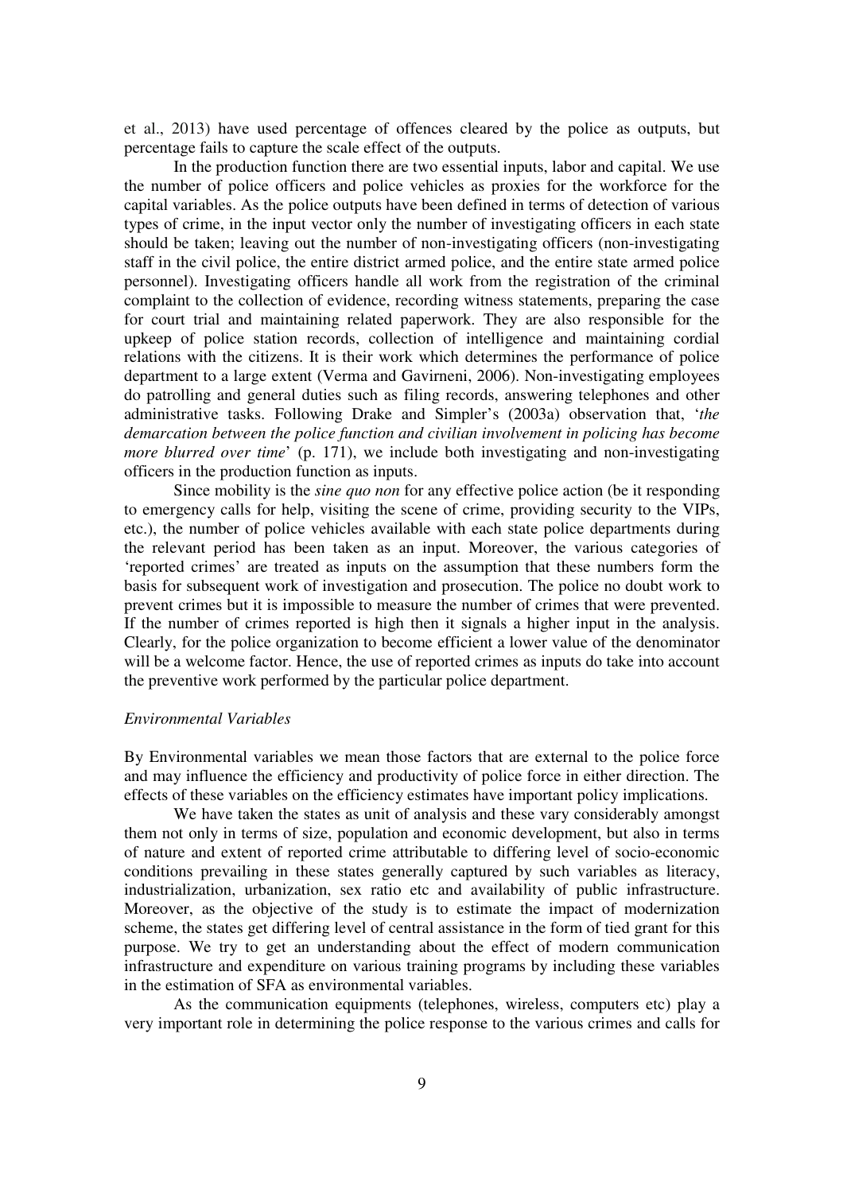et al., 2013) have used percentage of offences cleared by the police as outputs, but percentage fails to capture the scale effect of the outputs.

In the production function there are two essential inputs, labor and capital. We use the number of police officers and police vehicles as proxies for the workforce for the capital variables. As the police outputs have been defined in terms of detection of various types of crime, in the input vector only the number of investigating officers in each state should be taken; leaving out the number of non-investigating officers (non-investigating staff in the civil police, the entire district armed police, and the entire state armed police personnel). Investigating officers handle all work from the registration of the criminal complaint to the collection of evidence, recording witness statements, preparing the case for court trial and maintaining related paperwork. They are also responsible for the upkeep of police station records, collection of intelligence and maintaining cordial relations with the citizens. It is their work which determines the performance of police department to a large extent (Verma and Gavirneni, 2006). Non-investigating employees do patrolling and general duties such as filing records, answering telephones and other administrative tasks. Following Drake and Simpler's (2003a) observation that, '*the demarcation between the police function and civilian involvement in policing has become more blurred over time*' (p. 171), we include both investigating and non-investigating officers in the production function as inputs.

Since mobility is the *sine quo non* for any effective police action (be it responding to emergency calls for help, visiting the scene of crime, providing security to the VIPs, etc.), the number of police vehicles available with each state police departments during the relevant period has been taken as an input. Moreover, the various categories of 'reported crimes' are treated as inputs on the assumption that these numbers form the basis for subsequent work of investigation and prosecution. The police no doubt work to prevent crimes but it is impossible to measure the number of crimes that were prevented. If the number of crimes reported is high then it signals a higher input in the analysis. Clearly, for the police organization to become efficient a lower value of the denominator will be a welcome factor. Hence, the use of reported crimes as inputs do take into account the preventive work performed by the particular police department.

*Environmental Variables*

By Environmental variables we mean those factors that are external to the police force and may influence the efficiency and productivity of police force in either direction. The effects of these variables on the efficiency estimates have important policy implications.

We have taken the states as unit of analysis and these vary considerably amongst them not only in terms of size, population and economic development, but also in terms of nature and extent of reported crime attributable to differing level of socio-economic conditions prevailing in these states generally captured by such variables as literacy, industrialization, urbanization, sex ratio etc and availability of public infrastructure. Moreover, as the objective of the study is to estimate the impact of modernization scheme, the states get differing level of central assistance in the form of tied grant for this purpose. We try to get an understanding about the effect of modern communication infrastructure and expenditure on various training programs by including these variables in the estimation of SFA as environmental variables.

As the communication equipments (telephones, wireless, computers etc) play a very important role in determining the police response to the various crimes and calls for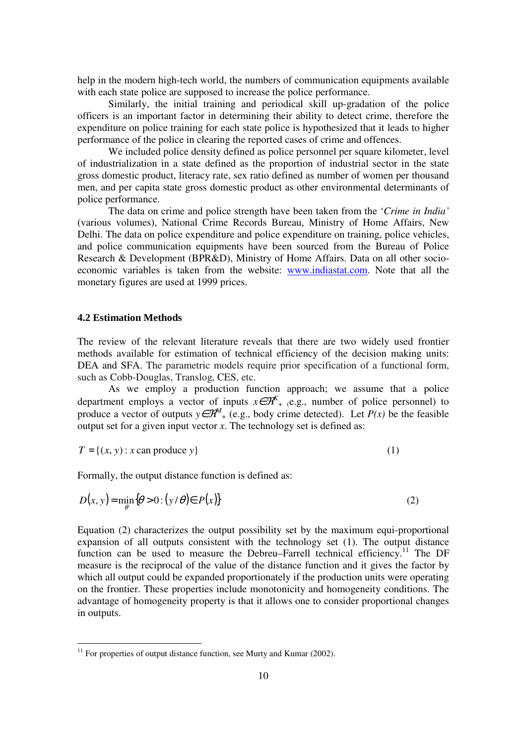help in the modern high-tech world, the numbers of communication equipments available with each state police are supposed to increase the police performance.

Similarly, the initial training and periodical skill up-gradation of the police officers is an important factor in determining their ability to detect crime, therefore the expenditure on police training for each state police is hypothesized that it leads to higher performance of the police in clearing the reported cases of crime and offences.

We included police density defined as police personnel per square kilometer, level of industrialization in a state defined as the proportion of industrial sector in the state gross domestic product, literacy rate, sex ratio defined as number of women per thousand men, and per capita state gross domestic product as other environmental determinants of police performance.

The data on crime and police strength have been taken from the '*Crime in India'* (various volumes), National Crime Records Bureau, Ministry of Home Affairs, New Delhi. The data on police expenditure and police expenditure on training, police vehicles, and police communication equipments have been sourced from the Bureau of Police Research & Development (BPR&D), Ministry of Home Affairs. Data on all other socio-economic variables is taken from the website: www.indiastat.com. Note that all the monetary figures are used at 1999 prices.

### 4.2 Estimation Methods

The review of the relevant literature reveals that there are two widely used frontier methods available for estimation of technical efficiency of the decision making units: DEA and SFA. The parametric models require prior specification of a functional form, such as Cobb-Douglas, Translog, CES, etc.

As we employ a production function approach; we assume that a police department employs a vector of inputs $x \in \Re^K_+$ (e.g., number of police personnel) to produce a vector of outputs $y \in \Re^M_+$ (e.g., body crime detected). Let $P(x)$ be the feasible output set for a given input vector $x$. The technology set is defined as:

$$T = \{(x, y) : x \text{ can produce } y\} \tag{1}$$

Formally, the output distance function is defined as:

$$D(x, y) = \min_{\theta} \{\theta > 0 : (y/\theta) \in P(x)\} \tag{2}$$

Equation (2) characterizes the output possibility set by the maximum equi-proportional expansion of all outputs consistent with the technology set (1). The output distance function can be used to measure the Debreu–Farrell technical efficiency.[11] The DF measure is the reciprocal of the value of the distance function and it gives the factor by which all output could be expanded proportionately if the production units were operating on the frontier. These properties include monotonicity and homogeneity conditions. The advantage of homogeneity property is that it allows one to consider proportional changes in outputs.

[11] For properties of output distance function, see Murty and Kumar (2002).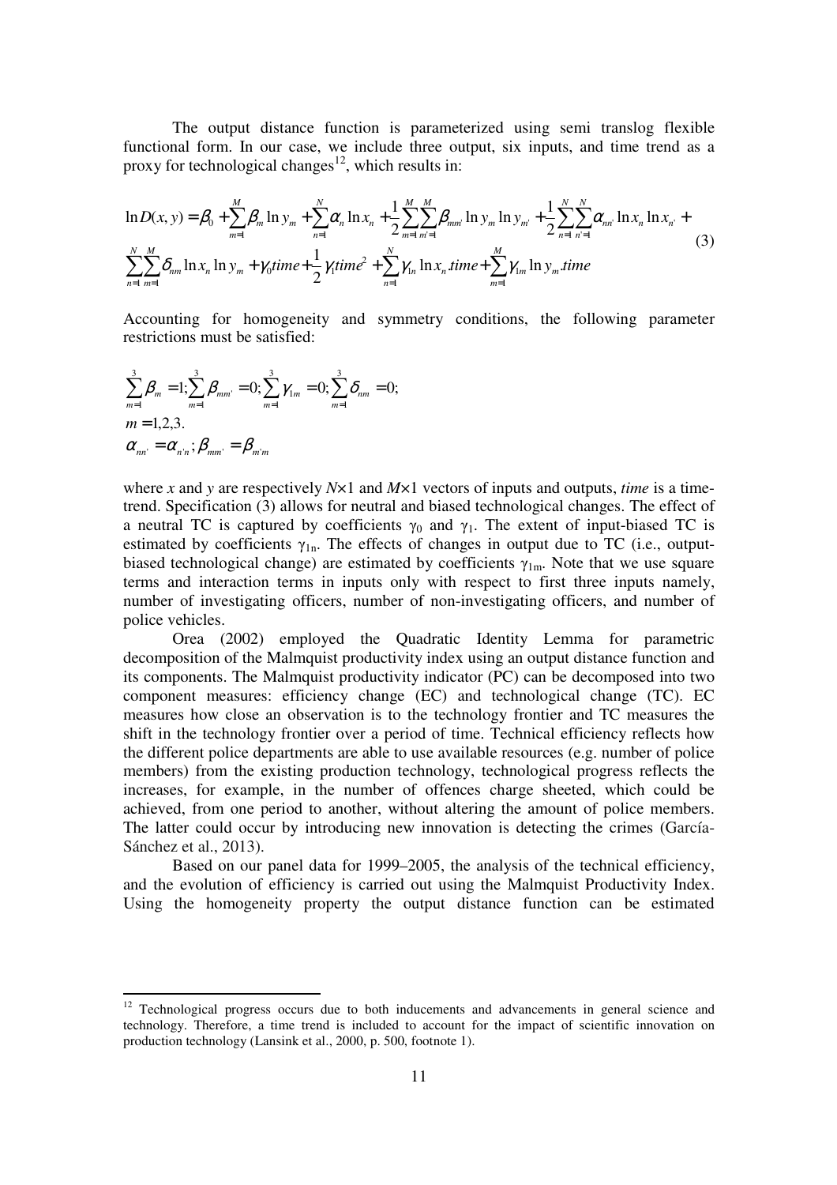The output distance function is parameterized using semi translog flexible functional form. In our case, we include three output, six inputs, and time trend as a proxy for technological changes[12], which results in:

$$\ln D(x,y) = \beta_0 + \sum_{m=1}^{M} \beta_m \ln y_m + \sum_{n=1}^{N} \alpha_n \ln x_n + \frac{1}{2}\sum_{m=1}^{M}\sum_{m'=1}^{M} \beta_{mm'} \ln y_m \ln y_{m'} + \frac{1}{2}\sum_{n=1}^{N}\sum_{n'=1}^{N} \alpha_{nn'} \ln x_n \ln x_{n'} + \sum_{n=1}^{N}\sum_{m=1}^{M} \delta_{nm} \ln x_n \ln y_m + \gamma_0 time + \frac{1}{2}\gamma_1 time^2 + \sum_{n=1}^{N} \gamma_{1n} \ln x_n .time + \sum_{m=1}^{M} \gamma_{1m} \ln y_m .time \tag{3}$$

Accounting for homogeneity and symmetry conditions, the following parameter restrictions must be satisfied:

$$\sum_{m=1}^{3} \beta_m = 1; \sum_{m=1}^{3} \beta_{mm'} = 0; \sum_{m=1}^{3} \gamma_{1m} = 0; \sum_{m=1}^{3} \delta_{nm} = 0;$$

$$m = 1,2,3.$$

$$\alpha_{nn'} = \alpha_{n'n}; \beta_{mm'} = \beta_{m'm}$$

where $x$ and $y$ are respectively $N\times 1$ and $M\times 1$ vectors of inputs and outputs, *time* is a time-trend. Specification (3) allows for neutral and biased technological changes. The effect of a neutral TC is captured by coefficients $\gamma_0$ and $\gamma_1$. The extent of input-biased TC is estimated by coefficients $\gamma_{1n}$. The effects of changes in output due to TC (i.e., output-biased technological change) are estimated by coefficients $\gamma_{1m}$. Note that we use square terms and interaction terms in inputs only with respect to first three inputs namely, number of investigating officers, number of non-investigating officers, and number of police vehicles.

Orea (2002) employed the Quadratic Identity Lemma for parametric decomposition of the Malmquist productivity index using an output distance function and its components. The Malmquist productivity indicator (PC) can be decomposed into two component measures: efficiency change (EC) and technological change (TC). EC measures how close an observation is to the technology frontier and TC measures the shift in the technology frontier over a period of time. Technical efficiency reflects how the different police departments are able to use available resources (e.g. number of police members) from the existing production technology, technological progress reflects the increases, for example, in the number of offences charge sheeted, which could be achieved, from one period to another, without altering the amount of police members. The latter could occur by introducing new innovation is detecting the crimes (García-Sánchez et al., 2013).

Based on our panel data for 1999–2005, the analysis of the technical efficiency, and the evolution of efficiency is carried out using the Malmquist Productivity Index. Using the homogeneity property the output distance function can be estimated

[12] Technological progress occurs due to both inducements and advancements in general science and technology. Therefore, a time trend is included to account for the impact of scientific innovation on production technology (Lansink et al., 2000, p. 500, footnote 1).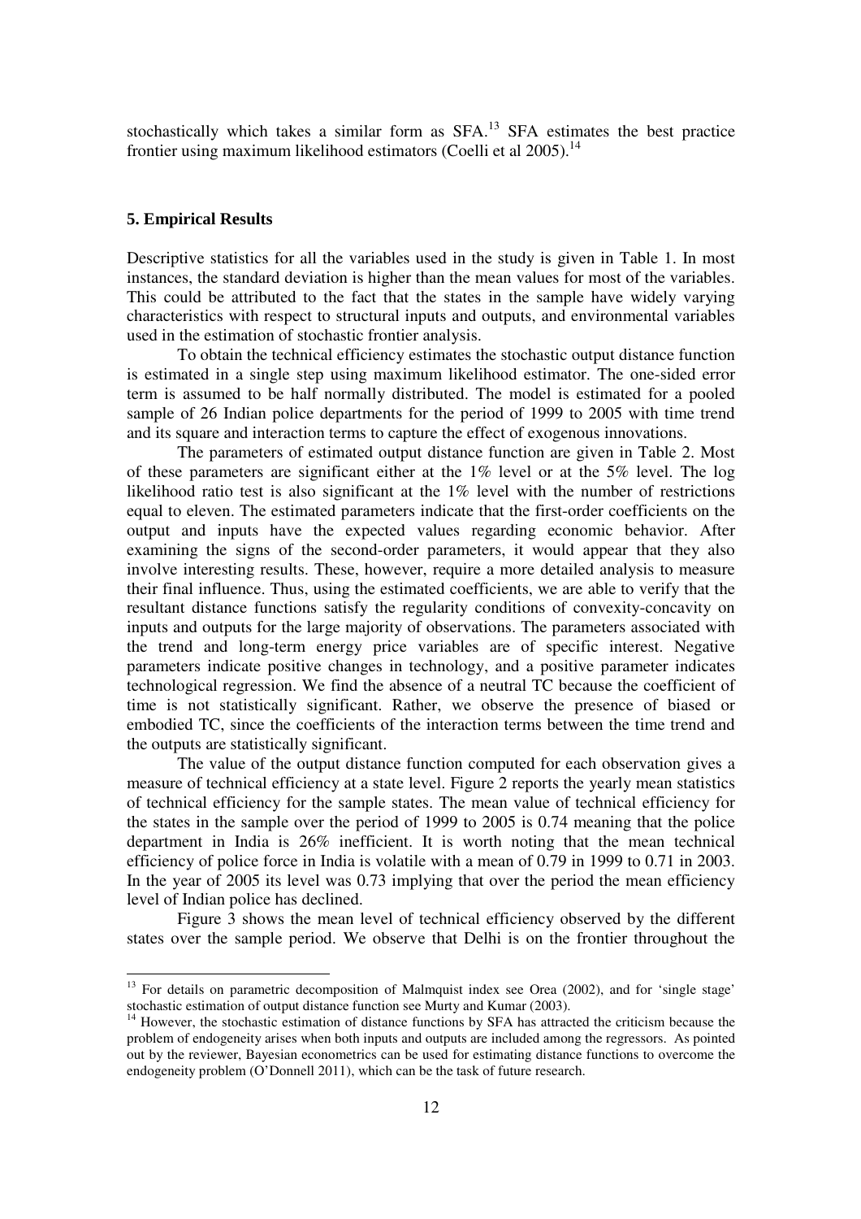stochastically which takes a similar form as SFA.[13] SFA estimates the best practice frontier using maximum likelihood estimators (Coelli et al 2005).[14]

## 5. Empirical Results

Descriptive statistics for all the variables used in the study is given in Table 1. In most instances, the standard deviation is higher than the mean values for most of the variables. This could be attributed to the fact that the states in the sample have widely varying characteristics with respect to structural inputs and outputs, and environmental variables used in the estimation of stochastic frontier analysis.

To obtain the technical efficiency estimates the stochastic output distance function is estimated in a single step using maximum likelihood estimator. The one-sided error term is assumed to be half normally distributed. The model is estimated for a pooled sample of 26 Indian police departments for the period of 1999 to 2005 with time trend and its square and interaction terms to capture the effect of exogenous innovations.

The parameters of estimated output distance function are given in Table 2. Most of these parameters are significant either at the 1% level or at the 5% level. The log likelihood ratio test is also significant at the 1% level with the number of restrictions equal to eleven. The estimated parameters indicate that the first-order coefficients on the output and inputs have the expected values regarding economic behavior. After examining the signs of the second-order parameters, it would appear that they also involve interesting results. These, however, require a more detailed analysis to measure their final influence. Thus, using the estimated coefficients, we are able to verify that the resultant distance functions satisfy the regularity conditions of convexity-concavity on inputs and outputs for the large majority of observations. The parameters associated with the trend and long-term energy price variables are of specific interest. Negative parameters indicate positive changes in technology, and a positive parameter indicates technological regression. We find the absence of a neutral TC because the coefficient of time is not statistically significant. Rather, we observe the presence of biased or embodied TC, since the coefficients of the interaction terms between the time trend and the outputs are statistically significant.

The value of the output distance function computed for each observation gives a measure of technical efficiency at a state level. Figure 2 reports the yearly mean statistics of technical efficiency for the sample states. The mean value of technical efficiency for the states in the sample over the period of 1999 to 2005 is 0.74 meaning that the police department in India is 26% inefficient. It is worth noting that the mean technical efficiency of police force in India is volatile with a mean of 0.79 in 1999 to 0.71 in 2003. In the year of 2005 its level was 0.73 implying that over the period the mean efficiency level of Indian police has declined.

Figure 3 shows the mean level of technical efficiency observed by the different states over the sample period. We observe that Delhi is on the frontier throughout the

---

[13] For details on parametric decomposition of Malmquist index see Orea (2002), and for 'single stage' stochastic estimation of output distance function see Murty and Kumar (2003).

[14] However, the stochastic estimation of distance functions by SFA has attracted the criticism because the problem of endogeneity arises when both inputs and outputs are included among the regressors. As pointed out by the reviewer, Bayesian econometrics can be used for estimating distance functions to overcome the endogeneity problem (O'Donnell 2011), which can be the task of future research.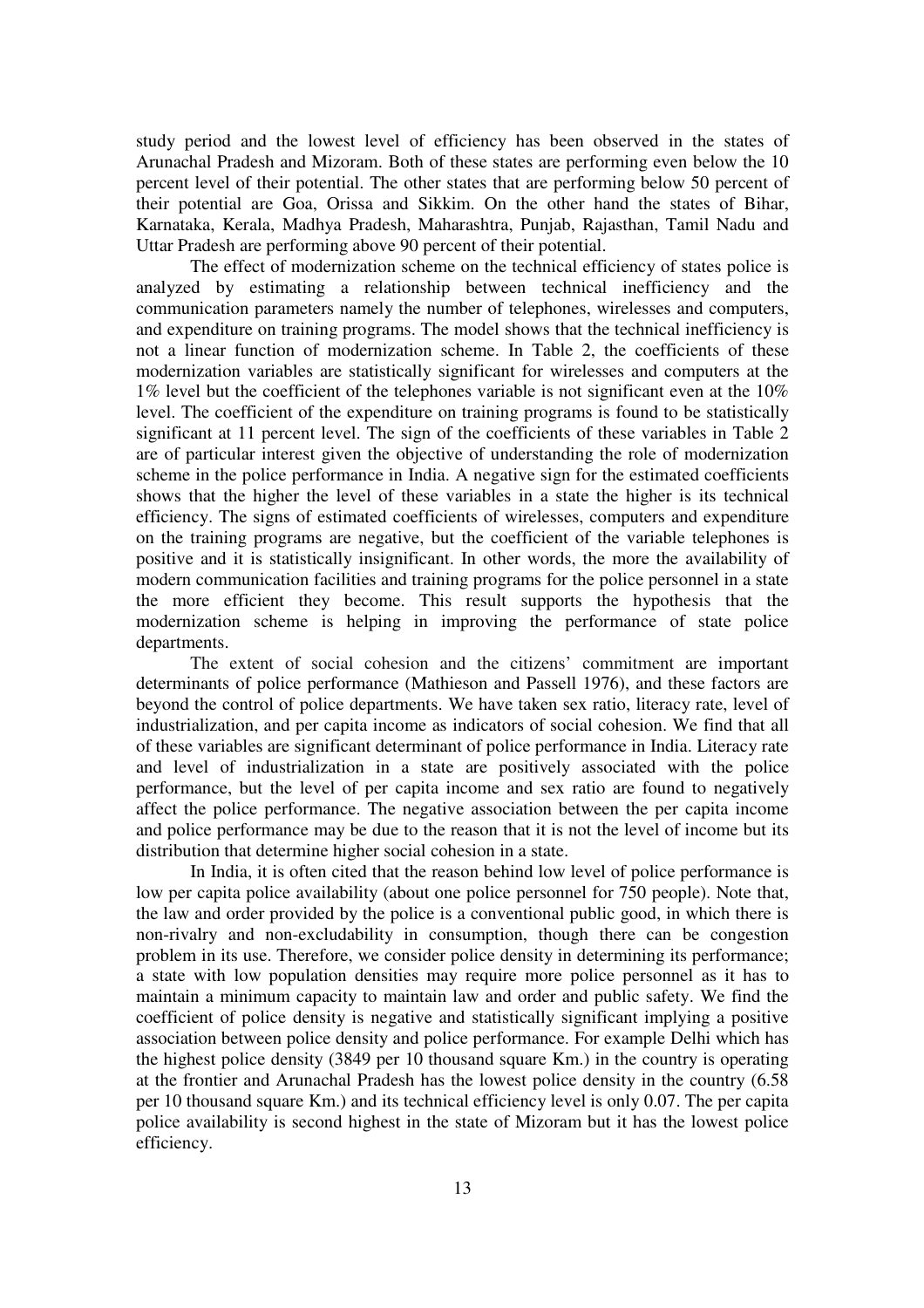study period and the lowest level of efficiency has been observed in the states of Arunachal Pradesh and Mizoram. Both of these states are performing even below the 10 percent level of their potential. The other states that are performing below 50 percent of their potential are Goa, Orissa and Sikkim. On the other hand the states of Bihar, Karnataka, Kerala, Madhya Pradesh, Maharashtra, Punjab, Rajasthan, Tamil Nadu and Uttar Pradesh are performing above 90 percent of their potential.

The effect of modernization scheme on the technical efficiency of states police is analyzed by estimating a relationship between technical inefficiency and the communication parameters namely the number of telephones, wirelesses and computers, and expenditure on training programs. The model shows that the technical inefficiency is not a linear function of modernization scheme. In Table 2, the coefficients of these modernization variables are statistically significant for wirelesses and computers at the 1% level but the coefficient of the telephones variable is not significant even at the 10% level. The coefficient of the expenditure on training programs is found to be statistically significant at 11 percent level. The sign of the coefficients of these variables in Table 2 are of particular interest given the objective of understanding the role of modernization scheme in the police performance in India. A negative sign for the estimated coefficients shows that the higher the level of these variables in a state the higher is its technical efficiency. The signs of estimated coefficients of wirelesses, computers and expenditure on the training programs are negative, but the coefficient of the variable telephones is positive and it is statistically insignificant. In other words, the more the availability of modern communication facilities and training programs for the police personnel in a state the more efficient they become. This result supports the hypothesis that the modernization scheme is helping in improving the performance of state police departments.

The extent of social cohesion and the citizens' commitment are important determinants of police performance (Mathieson and Passell 1976), and these factors are beyond the control of police departments. We have taken sex ratio, literacy rate, level of industrialization, and per capita income as indicators of social cohesion. We find that all of these variables are significant determinant of police performance in India. Literacy rate and level of industrialization in a state are positively associated with the police performance, but the level of per capita income and sex ratio are found to negatively affect the police performance. The negative association between the per capita income and police performance may be due to the reason that it is not the level of income but its distribution that determine higher social cohesion in a state.

In India, it is often cited that the reason behind low level of police performance is low per capita police availability (about one police personnel for 750 people). Note that, the law and order provided by the police is a conventional public good, in which there is non-rivalry and non-excludability in consumption, though there can be congestion problem in its use. Therefore, we consider police density in determining its performance; a state with low population densities may require more police personnel as it has to maintain a minimum capacity to maintain law and order and public safety. We find the coefficient of police density is negative and statistically significant implying a positive association between police density and police performance. For example Delhi which has the highest police density (3849 per 10 thousand square Km.) in the country is operating at the frontier and Arunachal Pradesh has the lowest police density in the country (6.58 per 10 thousand square Km.) and its technical efficiency level is only 0.07. The per capita police availability is second highest in the state of Mizoram but it has the lowest police efficiency.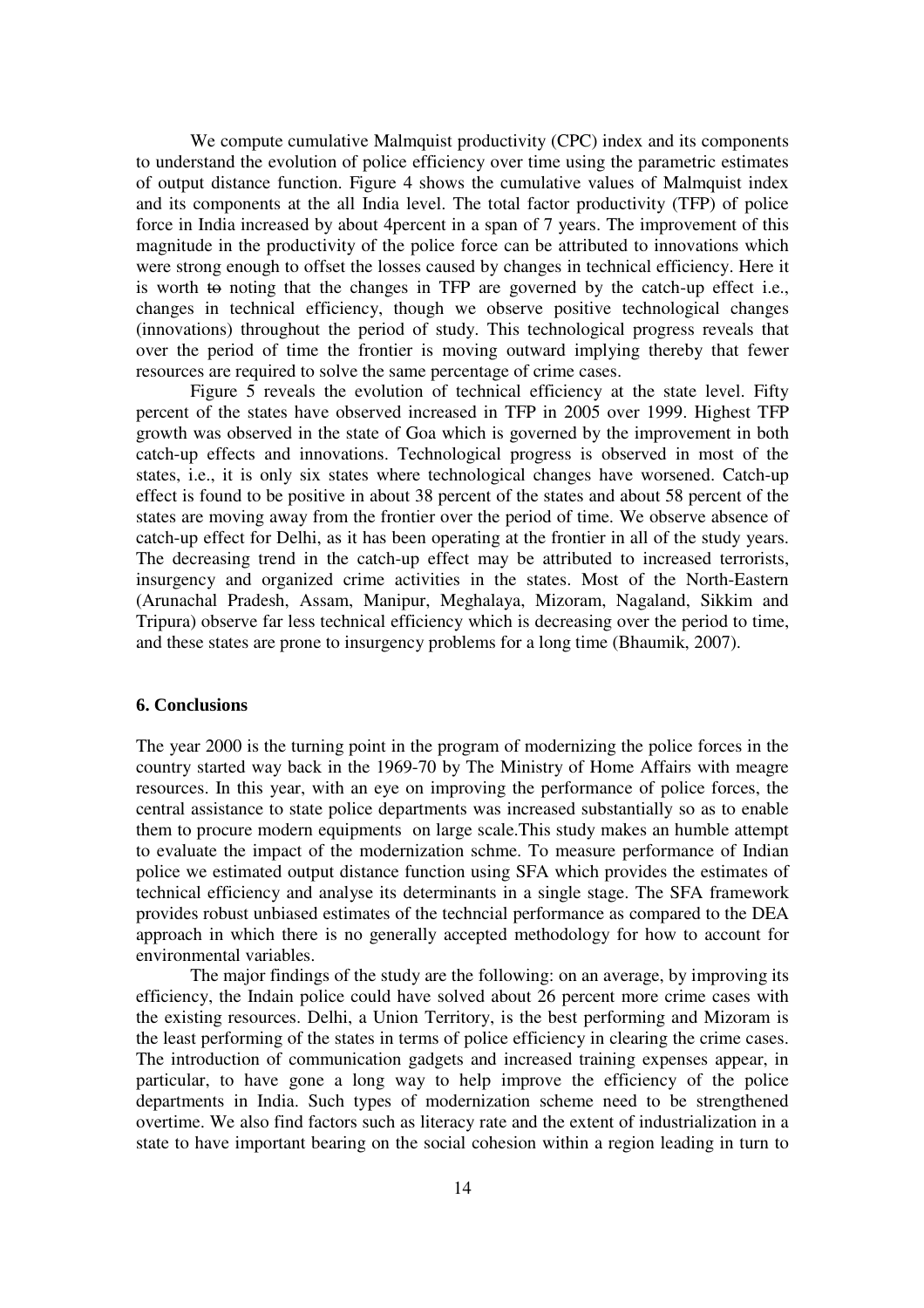We compute cumulative Malmquist productivity (CPC) index and its components to understand the evolution of police efficiency over time using the parametric estimates of output distance function. Figure 4 shows the cumulative values of Malmquist index and its components at the all India level. The total factor productivity (TFP) of police force in India increased by about 4percent in a span of 7 years. The improvement of this magnitude in the productivity of the police force can be attributed to innovations which were strong enough to offset the losses caused by changes in technical efficiency. Here it is worth ~~to~~ noting that the changes in TFP are governed by the catch-up effect i.e., changes in technical efficiency, though we observe positive technological changes (innovations) throughout the period of study. This technological progress reveals that over the period of time the frontier is moving outward implying thereby that fewer resources are required to solve the same percentage of crime cases.

Figure 5 reveals the evolution of technical efficiency at the state level. Fifty percent of the states have observed increased in TFP in 2005 over 1999. Highest TFP growth was observed in the state of Goa which is governed by the improvement in both catch-up effects and innovations. Technological progress is observed in most of the states, i.e., it is only six states where technological changes have worsened. Catch-up effect is found to be positive in about 38 percent of the states and about 58 percent of the states are moving away from the frontier over the period of time. We observe absence of catch-up effect for Delhi, as it has been operating at the frontier in all of the study years. The decreasing trend in the catch-up effect may be attributed to increased terrorists, insurgency and organized crime activities in the states. Most of the North-Eastern (Arunachal Pradesh, Assam, Manipur, Meghalaya, Mizoram, Nagaland, Sikkim and Tripura) observe far less technical efficiency which is decreasing over the period to time, and these states are prone to insurgency problems for a long time (Bhaumik, 2007).

## 6. Conclusions

The year 2000 is the turning point in the program of modernizing the police forces in the country started way back in the 1969-70 by The Ministry of Home Affairs with meagre resources. In this year, with an eye on improving the performance of police forces, the central assistance to state police departments was increased substantially so as to enable them to procure modern equipments on large scale.This study makes an humble attempt to evaluate the impact of the modernization schme. To measure performance of Indian police we estimated output distance function using SFA which provides the estimates of technical efficiency and analyse its determinants in a single stage. The SFA framework provides robust unbiased estimates of the techncial performance as compared to the DEA approach in which there is no generally accepted methodology for how to account for environmental variables.

The major findings of the study are the following: on an average, by improving its efficiency, the Indain police could have solved about 26 percent more crime cases with the existing resources. Delhi, a Union Territory, is the best performing and Mizoram is the least performing of the states in terms of police efficiency in clearing the crime cases. The introduction of communication gadgets and increased training expenses appear, in particular, to have gone a long way to help improve the efficiency of the police departments in India. Such types of modernization scheme need to be strengthened overtime. We also find factors such as literacy rate and the extent of industrialization in a state to have important bearing on the social cohesion within a region leading in turn to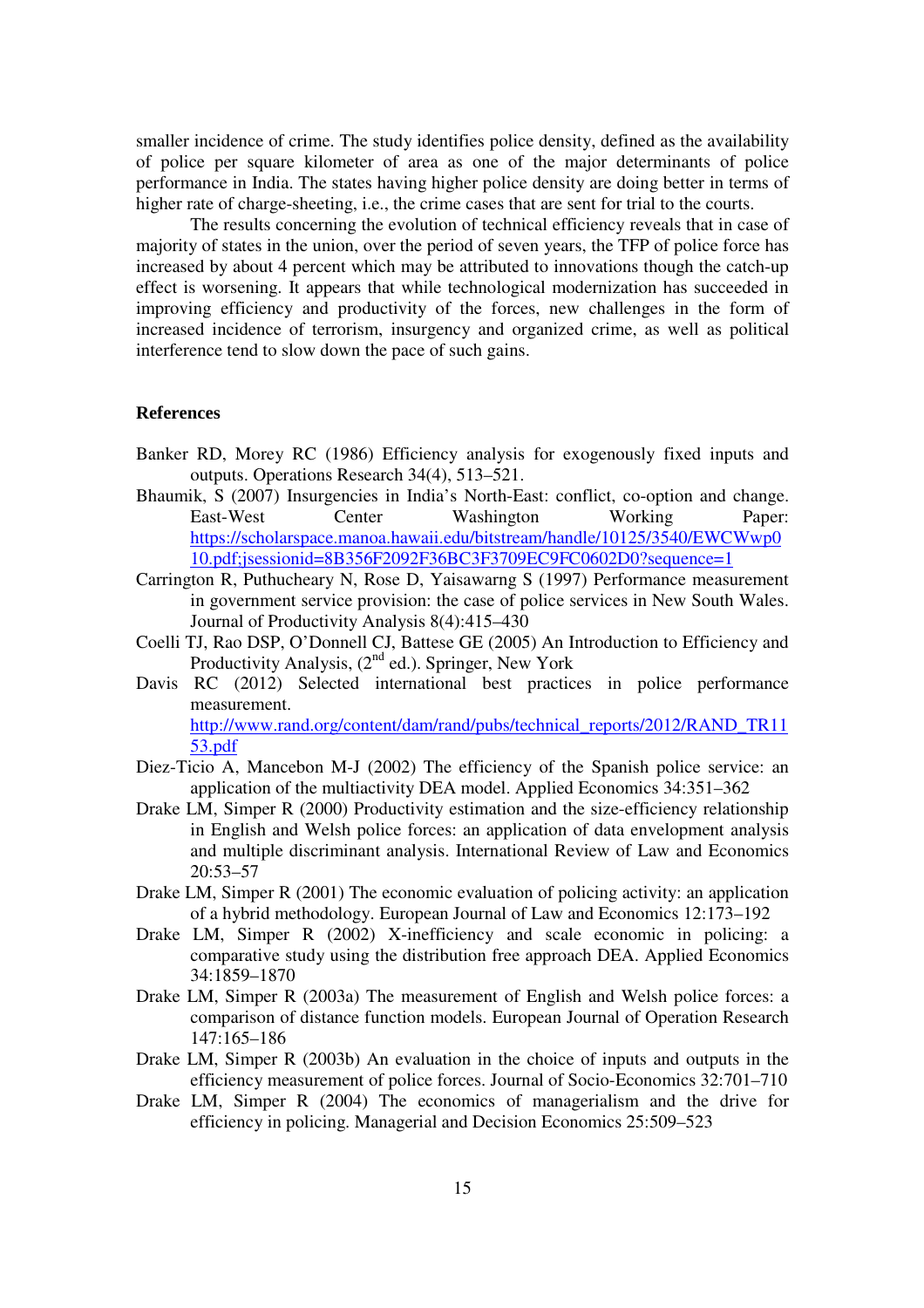smaller incidence of crime. The study identifies police density, defined as the availability of police per square kilometer of area as one of the major determinants of police performance in India. The states having higher police density are doing better in terms of higher rate of charge-sheeting, i.e., the crime cases that are sent for trial to the courts.

The results concerning the evolution of technical efficiency reveals that in case of majority of states in the union, over the period of seven years, the TFP of police force has increased by about 4 percent which may be attributed to innovations though the catch-up effect is worsening. It appears that while technological modernization has succeeded in improving efficiency and productivity of the forces, new challenges in the form of increased incidence of terrorism, insurgency and organized crime, as well as political interference tend to slow down the pace of such gains.

## References

Banker RD, Morey RC (1986) Efficiency analysis for exogenously fixed inputs and outputs. Operations Research 34(4), 513–521.

Bhaumik, S (2007) Insurgencies in India's North-East: conflict, co-option and change. East-West Center Washington Working Paper: https://scholarspace.manoa.hawaii.edu/bitstream/handle/10125/3540/EWCWwp010.pdf;jsessionid=8B356F2092F36BC3F3709EC9FC0602D0?sequence=1

Carrington R, Puthucheary N, Rose D, Yaisawarng S (1997) Performance measurement in government service provision: the case of police services in New South Wales. Journal of Productivity Analysis 8(4):415–430

Coelli TJ, Rao DSP, O'Donnell CJ, Battese GE (2005) An Introduction to Efficiency and Productivity Analysis, (2nd ed.). Springer, New York

Davis RC (2012) Selected international best practices in police performance measurement. http://www.rand.org/content/dam/rand/pubs/technical_reports/2012/RAND_TR1153.pdf

Diez-Ticio A, Mancebon M-J (2002) The efficiency of the Spanish police service: an application of the multiactivity DEA model. Applied Economics 34:351–362

Drake LM, Simper R (2000) Productivity estimation and the size-efficiency relationship in English and Welsh police forces: an application of data envelopment analysis and multiple discriminant analysis. International Review of Law and Economics 20:53–57

Drake LM, Simper R (2001) The economic evaluation of policing activity: an application of a hybrid methodology. European Journal of Law and Economics 12:173–192

Drake LM, Simper R (2002) X-inefficiency and scale economic in policing: a comparative study using the distribution free approach DEA. Applied Economics 34:1859–1870

Drake LM, Simper R (2003a) The measurement of English and Welsh police forces: a comparison of distance function models. European Journal of Operation Research 147:165–186

Drake LM, Simper R (2003b) An evaluation in the choice of inputs and outputs in the efficiency measurement of police forces. Journal of Socio-Economics 32:701–710

Drake LM, Simper R (2004) The economics of managerialism and the drive for efficiency in policing. Managerial and Decision Economics 25:509–523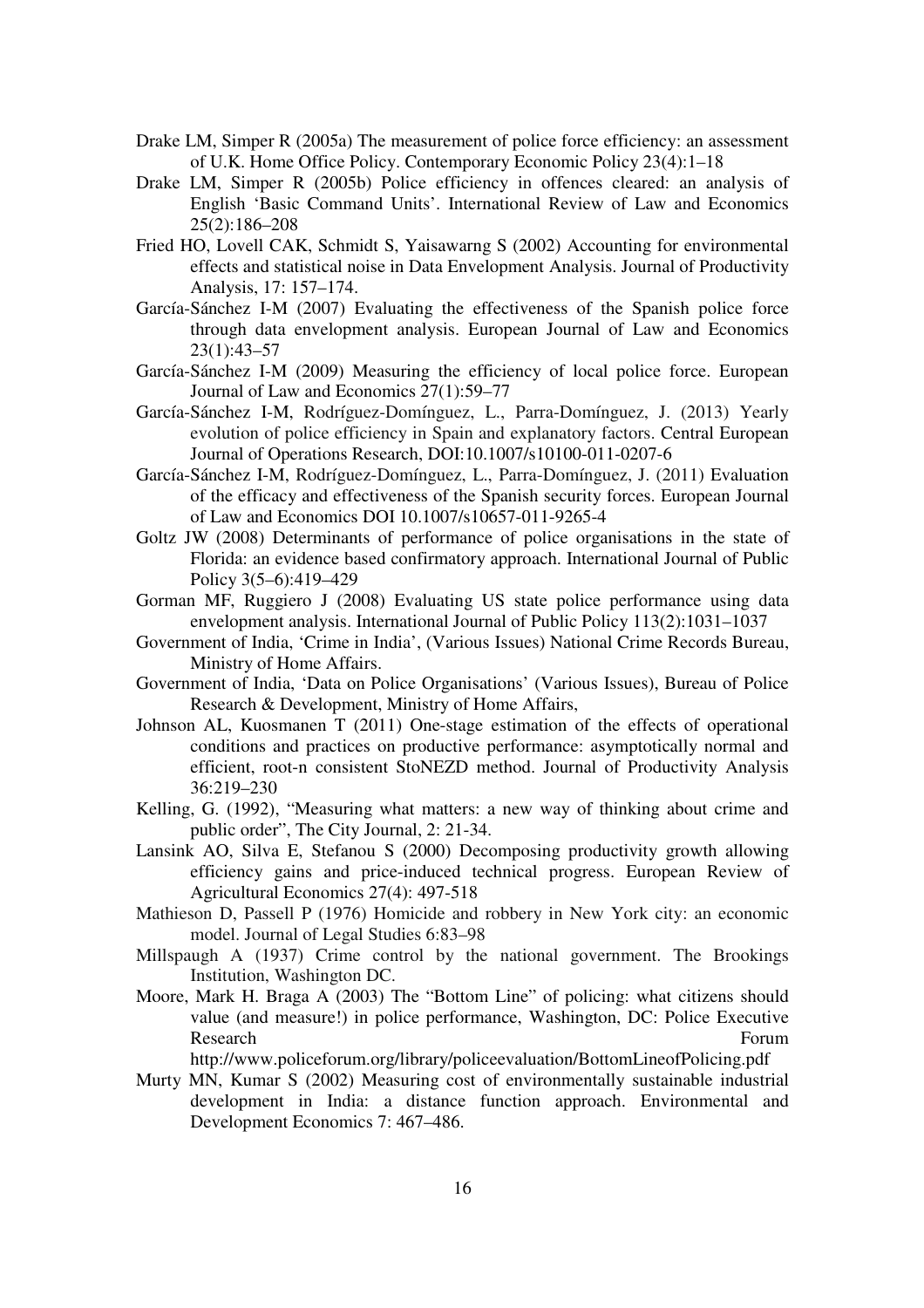Drake LM, Simper R (2005a) The measurement of police force efficiency: an assessment of U.K. Home Office Policy. Contemporary Economic Policy 23(4):1–18

Drake LM, Simper R (2005b) Police efficiency in offences cleared: an analysis of English 'Basic Command Units'. International Review of Law and Economics 25(2):186–208

Fried HO, Lovell CAK, Schmidt S, Yaisawarng S (2002) Accounting for environmental effects and statistical noise in Data Envelopment Analysis. Journal of Productivity Analysis, 17: 157–174.

García-Sánchez I-M (2007) Evaluating the effectiveness of the Spanish police force through data envelopment analysis. European Journal of Law and Economics 23(1):43–57

García-Sánchez I-M (2009) Measuring the efficiency of local police force. European Journal of Law and Economics 27(1):59–77

García-Sánchez I-M, Rodríguez-Domínguez, L., Parra-Domínguez, J. (2013) Yearly evolution of police efficiency in Spain and explanatory factors. Central European Journal of Operations Research, DOI:10.1007/s10100-011-0207-6

García-Sánchez I-M, Rodríguez-Domínguez, L., Parra-Domínguez, J. (2011) Evaluation of the efficacy and effectiveness of the Spanish security forces. European Journal of Law and Economics DOI 10.1007/s10657-011-9265-4

Goltz JW (2008) Determinants of performance of police organisations in the state of Florida: an evidence based confirmatory approach. International Journal of Public Policy 3(5–6):419–429

Gorman MF, Ruggiero J (2008) Evaluating US state police performance using data envelopment analysis. International Journal of Public Policy 113(2):1031–1037

Government of India, 'Crime in India', (Various Issues) National Crime Records Bureau, Ministry of Home Affairs.

Government of India, 'Data on Police Organisations' (Various Issues), Bureau of Police Research & Development, Ministry of Home Affairs,

Johnson AL, Kuosmanen T (2011) One-stage estimation of the effects of operational conditions and practices on productive performance: asymptotically normal and efficient, root-n consistent StoNEZD method. Journal of Productivity Analysis 36:219–230

Kelling, G. (1992), "Measuring what matters: a new way of thinking about crime and public order", The City Journal, 2: 21-34.

Lansink AO, Silva E, Stefanou S (2000) Decomposing productivity growth allowing efficiency gains and price-induced technical progress. European Review of Agricultural Economics 27(4): 497-518

Mathieson D, Passell P (1976) Homicide and robbery in New York city: an economic model. Journal of Legal Studies 6:83–98

Millspaugh A (1937) Crime control by the national government. The Brookings Institution, Washington DC.

Moore, Mark H. Braga A (2003) The "Bottom Line" of policing: what citizens should value (and measure!) in police performance, Washington, DC: Police Executive Research Forum http://www.policeforum.org/library/policeevaluation/BottomLineofPolicing.pdf

Murty MN, Kumar S (2002) Measuring cost of environmentally sustainable industrial development in India: a distance function approach. Environmental and Development Economics 7: 467–486.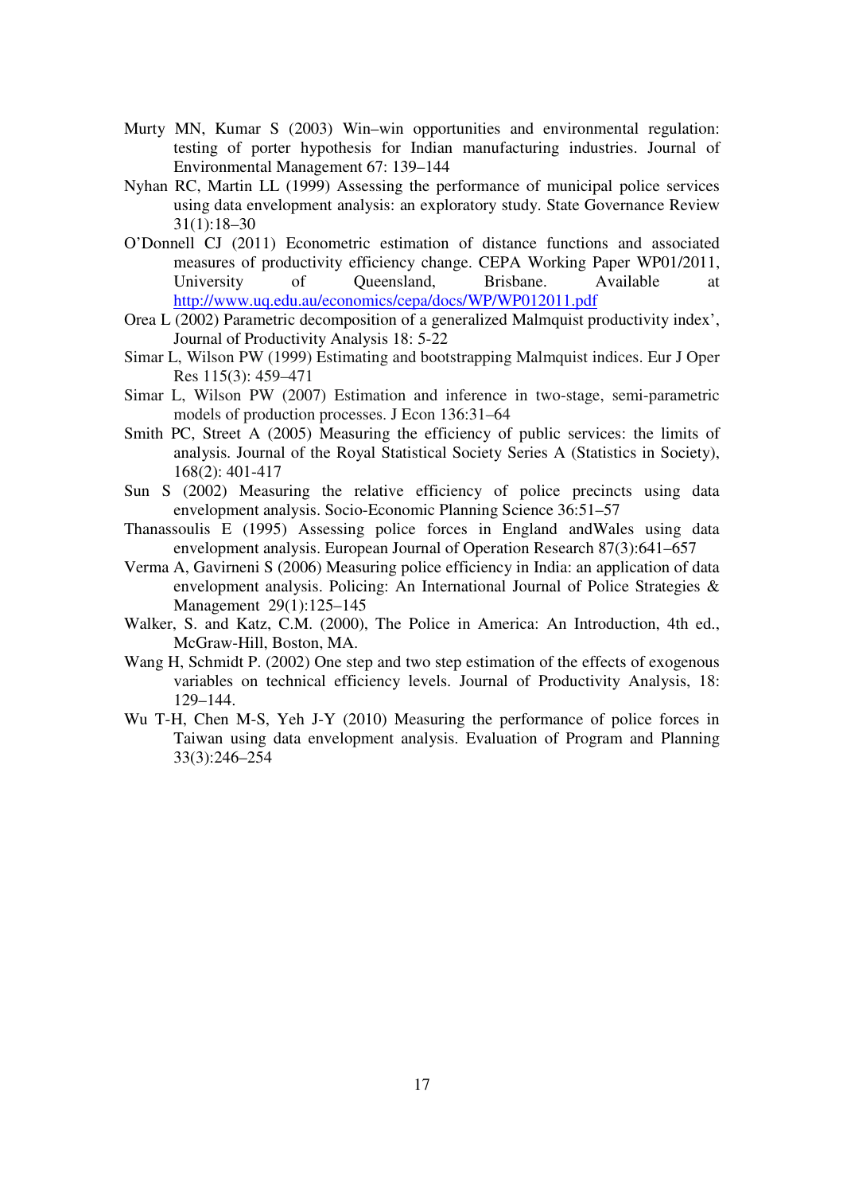Murty MN, Kumar S (2003) Win–win opportunities and environmental regulation: testing of porter hypothesis for Indian manufacturing industries. Journal of Environmental Management 67: 139–144

Nyhan RC, Martin LL (1999) Assessing the performance of municipal police services using data envelopment analysis: an exploratory study. State Governance Review 31(1):18–30

O'Donnell CJ (2011) Econometric estimation of distance functions and associated measures of productivity efficiency change. CEPA Working Paper WP01/2011, University of Queensland, Brisbane. Available at http://www.uq.edu.au/economics/cepa/docs/WP/WP012011.pdf

Orea L (2002) Parametric decomposition of a generalized Malmquist productivity index', Journal of Productivity Analysis 18: 5-22

Simar L, Wilson PW (1999) Estimating and bootstrapping Malmquist indices. Eur J Oper Res 115(3): 459–471

Simar L, Wilson PW (2007) Estimation and inference in two-stage, semi-parametric models of production processes. J Econ 136:31–64

Smith PC, Street A (2005) Measuring the efficiency of public services: the limits of analysis. Journal of the Royal Statistical Society Series A (Statistics in Society), 168(2): 401-417

Sun S (2002) Measuring the relative efficiency of police precincts using data envelopment analysis. Socio-Economic Planning Science 36:51–57

Thanassoulis E (1995) Assessing police forces in England andWales using data envelopment analysis. European Journal of Operation Research 87(3):641–657

Verma A, Gavirneni S (2006) Measuring police efficiency in India: an application of data envelopment analysis. Policing: An International Journal of Police Strategies & Management 29(1):125–145

Walker, S. and Katz, C.M. (2000), The Police in America: An Introduction, 4th ed., McGraw-Hill, Boston, MA.

Wang H, Schmidt P. (2002) One step and two step estimation of the effects of exogenous variables on technical efficiency levels. Journal of Productivity Analysis, 18: 129–144.

Wu T-H, Chen M-S, Yeh J-Y (2010) Measuring the performance of police forces in Taiwan using data envelopment analysis. Evaluation of Program and Planning 33(3):246–254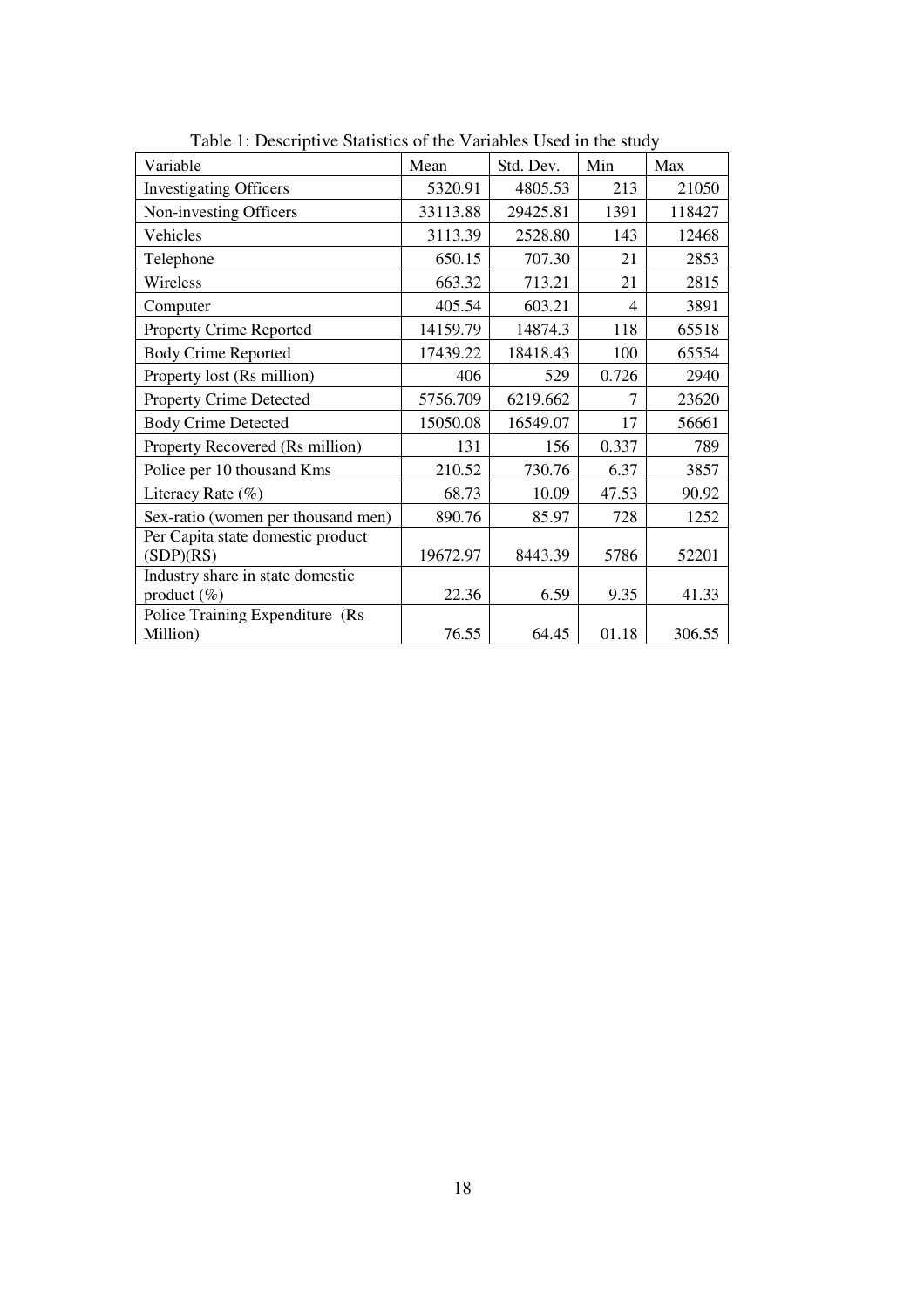Table 1: Descriptive Statistics of the Variables Used in the study

| Variable | Mean | Std. Dev. | Min | Max |
|---|---|---|---|---|
| Investigating Officers | 5320.91 | 4805.53 | 213 | 21050 |
| Non-investing Officers | 33113.88 | 29425.81 | 1391 | 118427 |
| Vehicles | 3113.39 | 2528.80 | 143 | 12468 |
| Telephone | 650.15 | 707.30 | 21 | 2853 |
| Wireless | 663.32 | 713.21 | 21 | 2815 |
| Computer | 405.54 | 603.21 | 4 | 3891 |
| Property Crime Reported | 14159.79 | 14874.3 | 118 | 65518 |
| Body Crime Reported | 17439.22 | 18418.43 | 100 | 65554 |
| Property lost (Rs million) | 406 | 529 | 0.726 | 2940 |
| Property Crime Detected | 5756.709 | 6219.662 | 7 | 23620 |
| Body Crime Detected | 15050.08 | 16549.07 | 17 | 56661 |
| Property Recovered (Rs million) | 131 | 156 | 0.337 | 789 |
| Police per 10 thousand Kms | 210.52 | 730.76 | 6.37 | 3857 |
| Literacy Rate (%) | 68.73 | 10.09 | 47.53 | 90.92 |
| Sex-ratio (women per thousand men) | 890.76 | 85.97 | 728 | 1252 |
| Per Capita state domestic product (SDP)(RS) | 19672.97 | 8443.39 | 5786 | 52201 |
| Industry share in state domestic product (%) | 22.36 | 6.59 | 9.35 | 41.33 |
| Police Training Expenditure (Rs Million) | 76.55 | 64.45 | 01.18 | 306.55 |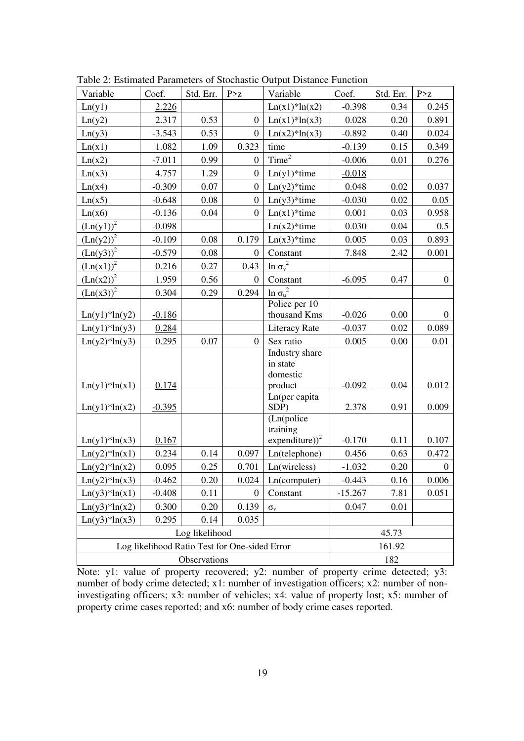Table 2: Estimated Parameters of Stochastic Output Distance Function

| Variable | Coef. | Std. Err. | P>z | Variable | Coef. | Std. Err. | P>z |
|---|---|---|---|---|---|---|---|
| Ln(y1) | 2.226 | | | Ln(x1)*ln(x2) | -0.398 | 0.34 | 0.245 |
| Ln(y2) | 2.317 | 0.53 | 0 | Ln(x1)*ln(x3) | 0.028 | 0.20 | 0.891 |
| Ln(y3) | -3.543 | 0.53 | 0 | Ln(x2)*ln(x3) | -0.892 | 0.40 | 0.024 |
| Ln(x1) | 1.082 | 1.09 | 0.323 | time | -0.139 | 0.15 | 0.349 |
| Ln(x2) | -7.011 | 0.99 | 0 | $Time^2$ | -0.006 | 0.01 | 0.276 |
| Ln(x3) | 4.757 | 1.29 | 0 | Ln(y1)*time | -0.018 | | |
| Ln(x4) | -0.309 | 0.07 | 0 | Ln(y2)*time | 0.048 | 0.02 | 0.037 |
| Ln(x5) | -0.648 | 0.08 | 0 | Ln(y3)*time | -0.030 | 0.02 | 0.05 |
| Ln(x6) | -0.136 | 0.04 | 0 | Ln(x1)*time | 0.001 | 0.03 | 0.958 |
| $(Ln(y1))^2$ | -0.098 | | | Ln(x2)*time | 0.030 | 0.04 | 0.5 |
| $(Ln(y2))^2$ | -0.109 | 0.08 | 0.179 | Ln(x3)*time | 0.005 | 0.03 | 0.893 |
| $(Ln(y3))^2$ | -0.579 | 0.08 | 0 | Constant | 7.848 | 2.42 | 0.001 |
| $(Ln(x1))^2$ | 0.216 | 0.27 | 0.43 | $\ln \sigma_v^2$ | | | |
| $(Ln(x2))^2$ | 1.959 | 0.56 | 0 | Constant | -6.095 | 0.47 | 0 |
| $(Ln(x3))^2$ | 0.304 | 0.29 | 0.294 | $\ln \sigma_u^2$ | | | |
| Ln(y1)*ln(y2) | -0.186 | | | Police per 10 thousand Kms | -0.026 | 0.00 | 0 |
| Ln(y1)*ln(y3) | 0.284 | | | Literacy Rate | -0.037 | 0.02 | 0.089 |
| Ln(y2)*ln(y3) | 0.295 | 0.07 | 0 | Sex ratio | 0.005 | 0.00 | 0.01 |
| Ln(y1)*ln(x1) | 0.174 | | | Industry share in state domestic product | -0.092 | 0.04 | 0.012 |
| Ln(y1)*ln(x2) | -0.395 | | | Ln(per capita SDP) | 2.378 | 0.91 | 0.009 |
| Ln(y1)*ln(x3) | 0.167 | | | $(Ln(police training expenditure))^2$ | -0.170 | 0.11 | 0.107 |
| Ln(y2)*ln(x1) | 0.234 | 0.14 | 0.097 | Ln(telephone) | 0.456 | 0.63 | 0.472 |
| Ln(y2)*ln(x2) | 0.095 | 0.25 | 0.701 | Ln(wireless) | -1.032 | 0.20 | 0 |
| Ln(y2)*ln(x3) | -0.462 | 0.20 | 0.024 | Ln(computer) | -0.443 | 0.16 | 0.006 |
| Ln(y3)*ln(x1) | -0.408 | 0.11 | 0 | Constant | -15.267 | 7.81 | 0.051 |
| Ln(y3)*ln(x2) | 0.300 | 0.20 | 0.139 | $\sigma_v$ | 0.047 | 0.01 | |
| Ln(y3)*ln(x3) | 0.295 | 0.14 | 0.035 | | | | |
| Log likelihood | | | | | 45.73 | | |
| Log likelihood Ratio Test for One-sided Error | | | | | 161.92 | | |
| Observations | | | | | 182 | | |

Note: y1: value of property recovered; y2: number of property crime detected; y3: number of body crime detected; x1: number of investigation officers; x2: number of non-investigating officers; x3: number of vehicles; x4: value of property lost; x5: number of property crime cases reported; and x6: number of body crime cases reported.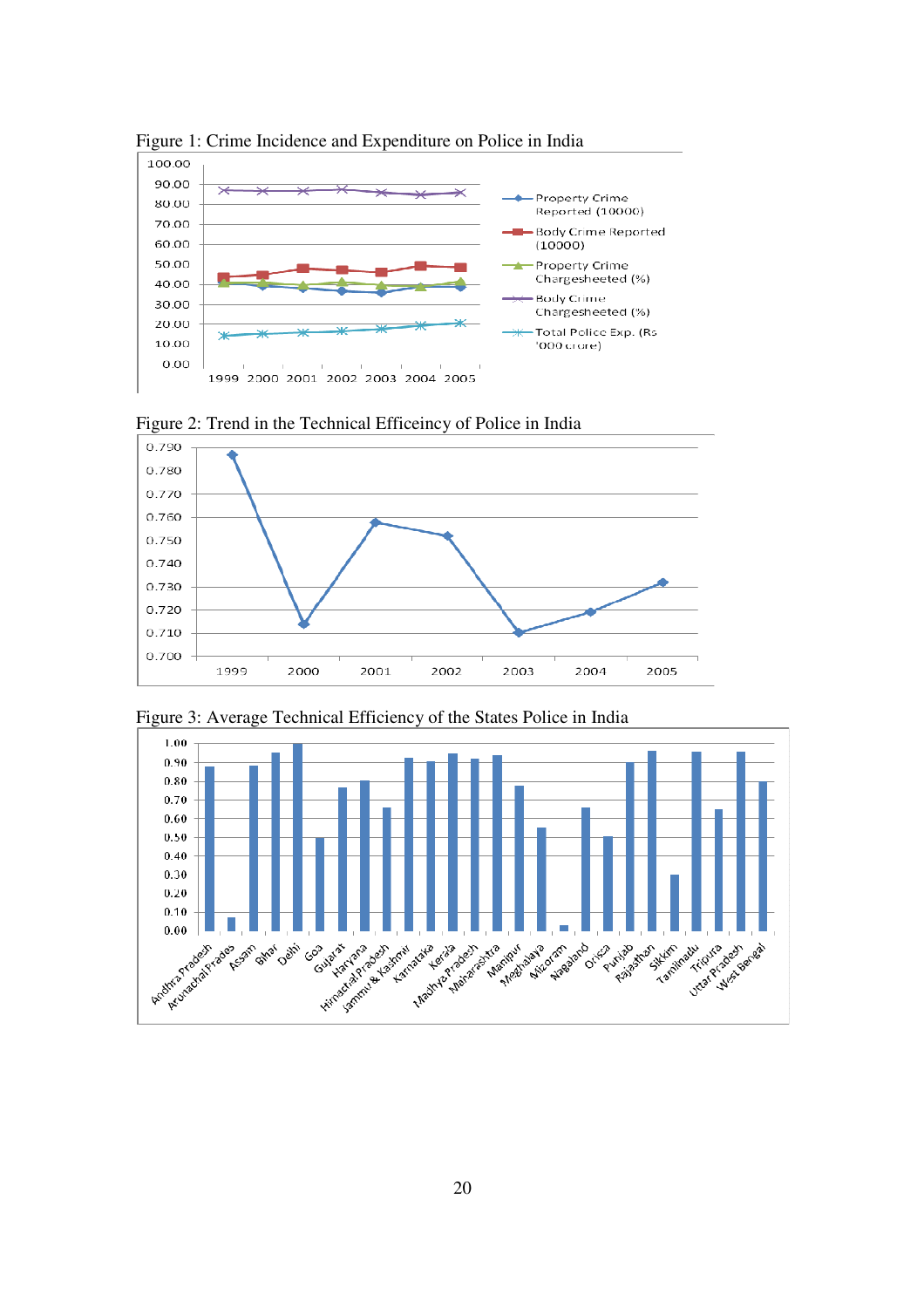Figure 1: Crime Incidence and Expenditure on Police in India

Figure 2: Trend in the Technical Efficeincy of Police in India

Figure 3: Average Technical Efficiency of the States Police in India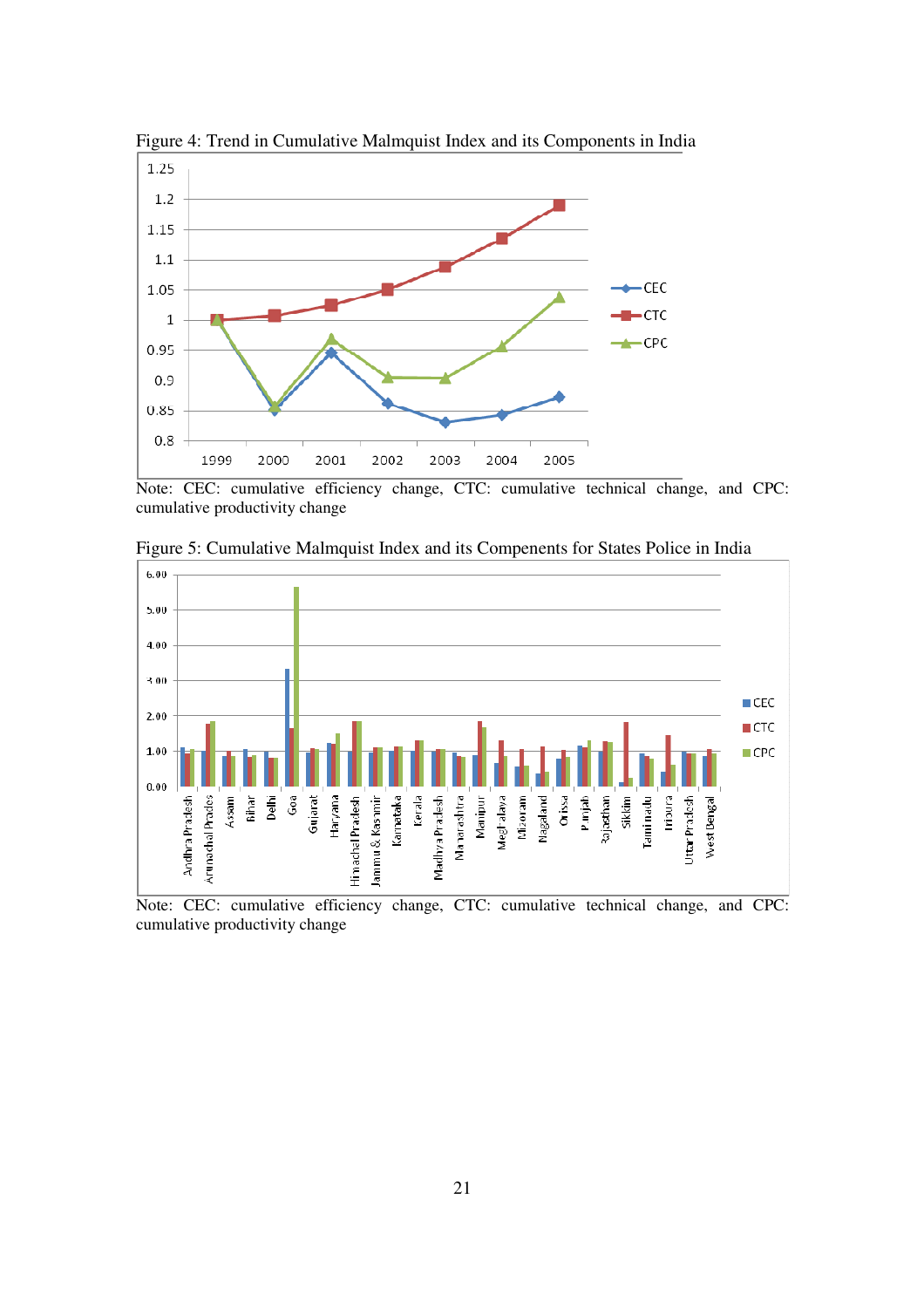Figure 4: Trend in Cumulative Malmquist Index and its Components in India

1.25
1.2
1.15
1.1
1.05
1
0.95
0.9
0.85
0.8

1999 2000 2001 2002 2003 2004 2005

CEC
CTC
CPC

Note: CEC: cumulative efficiency change, CTC: cumulative technical change, and CPC: cumulative productivity change

Figure 5: Cumulative Malmquist Index and its Compenents for States Police in India

6.00
5.00
4.00
3.00
2.00
1.00
0.00

Andhra Pradesh
Arunachal Prades
Assam
Bihar
Delhi
Goa
Gujarat
Haryana
Himachal Pradesh
Jammu & Kashmir
Karnataka
Kerala
Madhya Pradesh
Maharashtra
Manipur
Meghalaya
Mizoram
Nagaland
Orissa
Punjab
Rajasthan
Sikkim
Tamil nadu
Tripura
Uttar Pradesh
West Bengal

CEC
CTC
CPC

Note: CEC: cumulative efficiency change, CTC: cumulative technical change, and CPC: cumulative productivity change